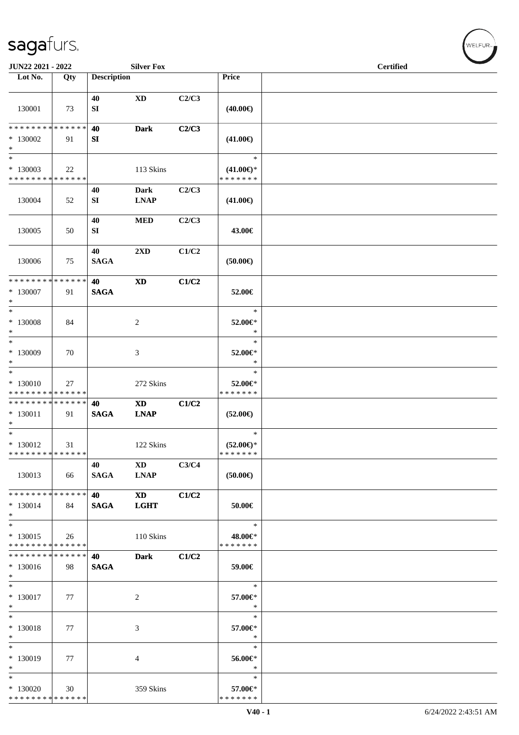JUN22 2021 - 2022 — Silver Fox — Certified

| Lot No. | Qty | Description | | | Price | |
|---|---|---|---|---|---|---|
| 130001 | 73 | 40<br>SI | XD | C2/C3 | (40.00€) | |
| * * * * * * * * * * * * * *<br>* 130002<br>* | 91 | 40<br>SI | Dark | C2/C3 | (41.00€) | |
| *<br>* 130003<br>* * * * * * * * * * * * * * | 22 | | 113 Skins | | *<br>(41.00€)*<br>* * * * * * * | |
| 130004 | 52 | 40<br>SI | Dark<br>LNAP | C2/C3 | (41.00€) | |
| 130005 | 50 | 40<br>SI | MED | C2/C3 | 43.00€ | |
| 130006 | 75 | 40<br>SAGA | 2XD | C1/C2 | (50.00€) | |
| * * * * * * * * * * * * * *<br>* 130007<br>* | 91 | 40<br>SAGA | XD | C1/C2 | 52.00€ | |
| *<br>* 130008<br>* | 84 | | 2 | | *<br>52.00€*<br>* | |
| *<br>* 130009<br>* | 70 | | 3 | | *<br>52.00€*<br>* | |
| *<br>* 130010<br>* * * * * * * * * * * * * * | 27 | | 272 Skins | | *<br>52.00€*<br>* * * * * * * | |
| * * * * * * * * * * * * * *<br>* 130011<br>* | 91 | 40<br>SAGA | XD<br>LNAP | C1/C2 | (52.00€) | |
| *<br>* 130012<br>* * * * * * * * * * * * * * | 31 | | 122 Skins | | *<br>(52.00€)*<br>* * * * * * * | |
| 130013 | 66 | 40<br>SAGA | XD<br>LNAP | C3/C4 | (50.00€) | |
| * * * * * * * * * * * * * *<br>* 130014<br>* | 84 | 40<br>SAGA | XD<br>LGHT | C1/C2 | 50.00€ | |
| *<br>* 130015<br>* * * * * * * * * * * * * * | 26 | | 110 Skins | | *<br>48.00€*<br>* * * * * * * | |
| * * * * * * * * * * * * * *<br>* 130016<br>* | 98 | 40<br>SAGA | Dark | C1/C2 | 59.00€ | |
| *<br>* 130017<br>* | 77 | | 2 | | *<br>57.00€*<br>* | |
| *<br>* 130018<br>* | 77 | | 3 | | *<br>57.00€*<br>* | |
| *<br>* 130019<br>* | 77 | | 4 | | *<br>56.00€*<br>* | |
| *<br>* 130020<br>* * * * * * * * * * * * * * | 30 | | 359 Skins | | *<br>57.00€*<br>* * * * * * * | |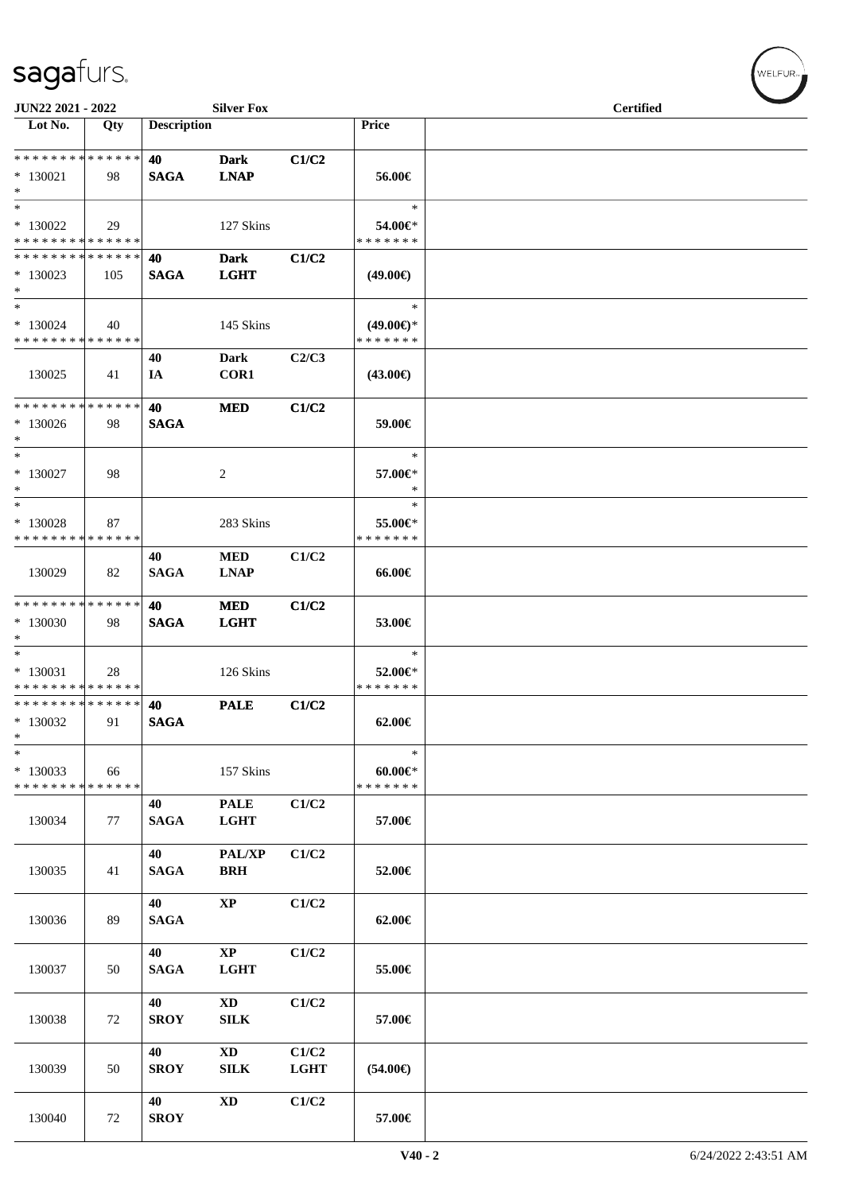JUN22 2021 - 2022 | Silver Fox | Certified

| Lot No. | Qty | Description | | | Price | |
|---|---|---|---|---|---|---|
| * * * * * * * * * * * * * * | | 40 | Dark | C1/C2 | | |
| * 130021 | 98 | SAGA | LNAP | | 56.00€ | |
| * | | | | | | |
| * | | | | | * | |
| * 130022 | 29 | | 127 Skins | | 54.00€* | |
| * * * * * * * * * * * * * * | | | | | * * * * * * * | |
| * * * * * * * * * * * * * * | | 40 | Dark | C1/C2 | | |
| * 130023 | 105 | SAGA | LGHT | | (49.00€) | |
| * | | | | | | |
| * | | | | | * | |
| * 130024 | 40 | | 145 Skins | | (49.00€)* | |
| * * * * * * * * * * * * * * | | | | | * * * * * * * | |
| | | 40 | Dark | C2/C3 | | |
| 130025 | 41 | IA | COR1 | | (43.00€) | |
| * * * * * * * * * * * * * * | | 40 | MED | C1/C2 | | |
| * 130026 | 98 | SAGA | | | 59.00€ | |
| * | | | | | | |
| * | | | | | * | |
| * 130027 | 98 | | 2 | | 57.00€* | |
| * | | | | | * | |
| * | | | | | * | |
| * 130028 | 87 | | 283 Skins | | 55.00€* | |
| * * * * * * * * * * * * * * | | | | | * * * * * * * | |
| | | 40 | MED | C1/C2 | | |
| 130029 | 82 | SAGA | LNAP | | 66.00€ | |
| * * * * * * * * * * * * * * | | 40 | MED | C1/C2 | | |
| * 130030 | 98 | SAGA | LGHT | | 53.00€ | |
| * | | | | | | |
| * | | | | | * | |
| * 130031 | 28 | | 126 Skins | | 52.00€* | |
| * * * * * * * * * * * * * * | | | | | * * * * * * * | |
| * * * * * * * * * * * * * * | | 40 | PALE | C1/C2 | | |
| * 130032 | 91 | SAGA | | | 62.00€ | |
| * | | | | | | |
| * | | | | | * | |
| * 130033 | 66 | | 157 Skins | | 60.00€* | |
| * * * * * * * * * * * * * * | | | | | * * * * * * * | |
| | | 40 | PALE | C1/C2 | | |
| 130034 | 77 | SAGA | LGHT | | 57.00€ | |
| | | 40 | PAL/XP | C1/C2 | | |
| 130035 | 41 | SAGA | BRH | | 52.00€ | |
| | | 40 | XP | C1/C2 | | |
| 130036 | 89 | SAGA | | | 62.00€ | |
| | | 40 | XP | C1/C2 | | |
| 130037 | 50 | SAGA | LGHT | | 55.00€ | |
| | | 40 | XD | C1/C2 | | |
| 130038 | 72 | SROY | SILK | | 57.00€ | |
| | | 40 | XD | C1/C2 | | |
| 130039 | 50 | SROY | SILK | LGHT | (54.00€) | |
| | | 40 | XD | C1/C2 | | |
| 130040 | 72 | SROY | | | 57.00€ | |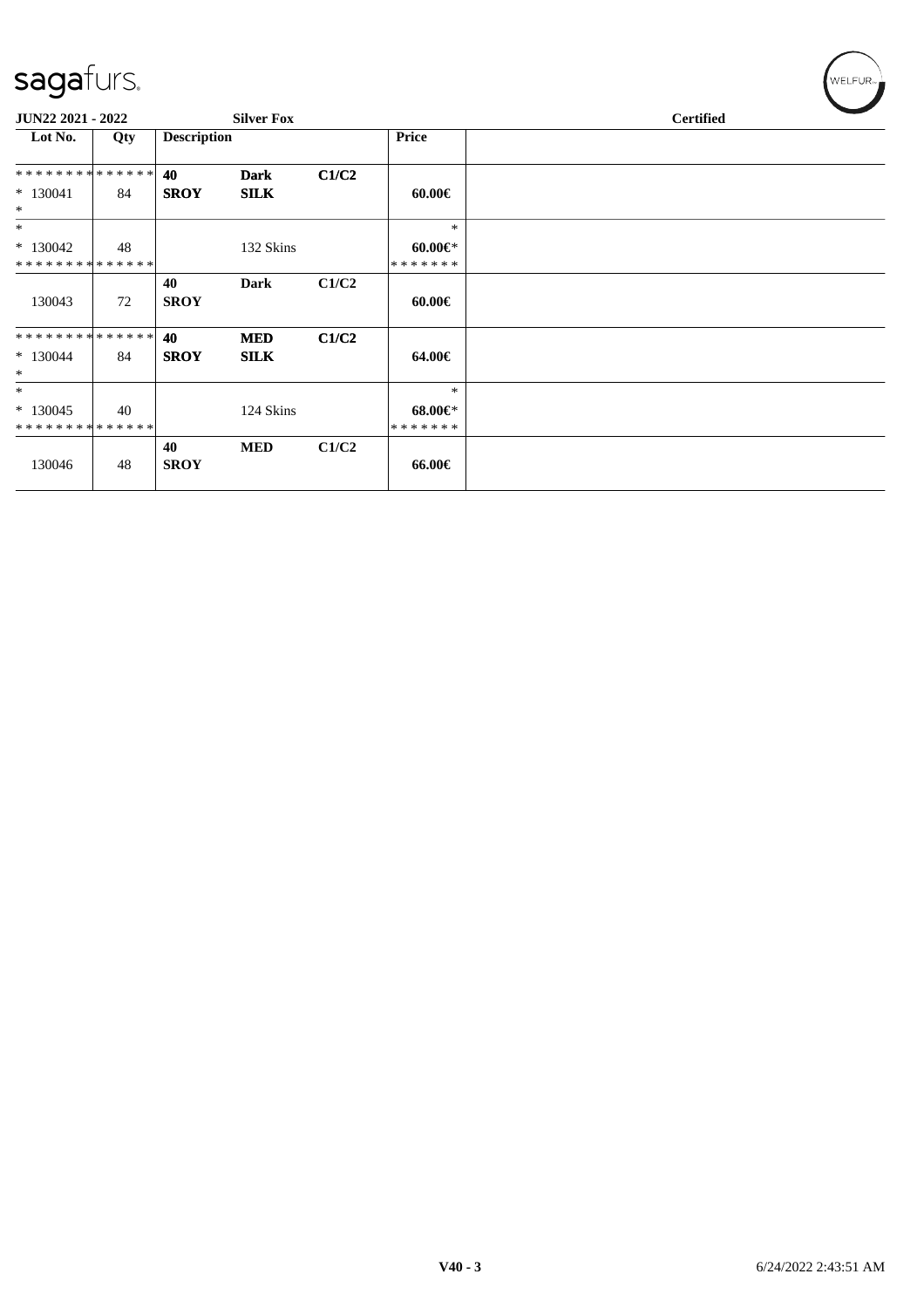**JUN22 2021 - 2022** | **Silver Fox** | **Certified**

| Lot No. | Qty | Description | | | Price | |
|---|---|---|---|---|---|---|
| ************** | | **40** | **Dark** | **C1/C2** | | |
| * 130041 | 84 | **SROY** | **SILK** | | **60.00€** | |
| * | | | | | | |
| * | | | | | * | |
| * 130042 | 48 | | 132 Skins | | **60.00€*** | |
| ************** | | | | | ******* | |
| | | **40** | **Dark** | **C1/C2** | | |
| 130043 | 72 | **SROY** | | | **60.00€** | |
| ************** | | **40** | **MED** | **C1/C2** | | |
| * 130044 | 84 | **SROY** | **SILK** | | **64.00€** | |
| * | | | | | | |
| * | | | | | * | |
| * 130045 | 40 | | 124 Skins | | **68.00€*** | |
| ************** | | | | | ******* | |
| | | **40** | **MED** | **C1/C2** | | |
| 130046 | 48 | **SROY** | | | **66.00€** | |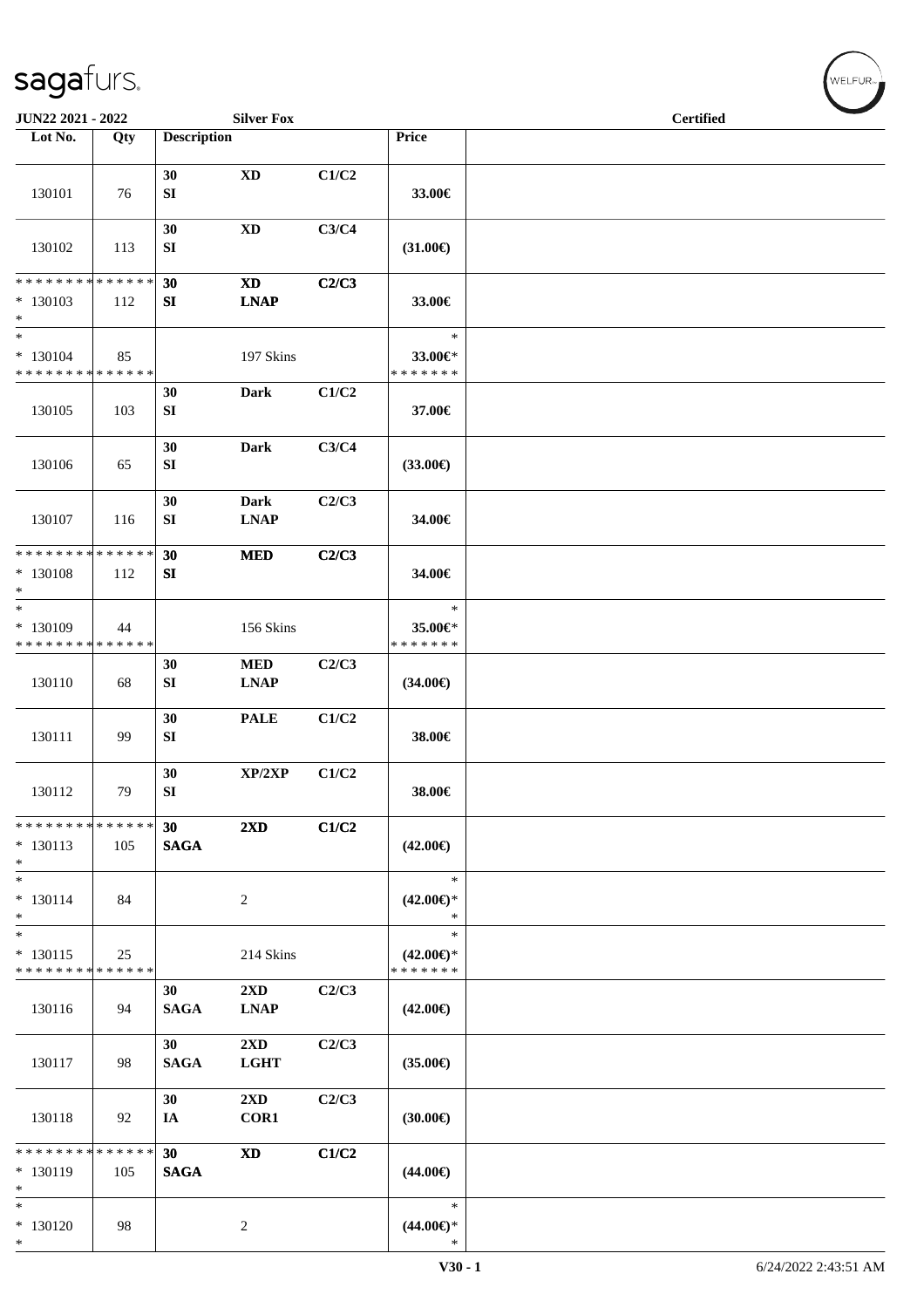JUN22 2021 - 2022 Silver Fox Certified

| Lot No. | Qty | Description | | | Price | |
|---|---|---|---|---|---|---|
| 130101 | 76 | 30 SI | XD | C1/C2 | 33.00€ | |
| 130102 | 113 | 30 SI | XD | C3/C4 | (31.00€) | |
| * * * * * * * * * * * * * * * 130103 * | 112 | 30 SI | XD LNAP | C2/C3 | 33.00€ | |
| * * 130104 * * * * * * * * * * * * * * | 85 | | 197 Skins | | * 33.00€* * * * * * * * | |
| 130105 | 103 | 30 SI | Dark | C1/C2 | 37.00€ | |
| 130106 | 65 | 30 SI | Dark | C3/C4 | (33.00€) | |
| 130107 | 116 | 30 SI | Dark LNAP | C2/C3 | 34.00€ | |
| * * * * * * * * * * * * * * * 130108 * | 112 | 30 SI | MED | C2/C3 | 34.00€ | |
| * * 130109 * * * * * * * * * * * * * * | 44 | | 156 Skins | | * 35.00€* * * * * * * * | |
| 130110 | 68 | 30 SI | MED LNAP | C2/C3 | (34.00€) | |
| 130111 | 99 | 30 SI | PALE | C1/C2 | 38.00€ | |
| 130112 | 79 | 30 SI | XP/2XP | C1/C2 | 38.00€ | |
| * * * * * * * * * * * * * * * 130113 * | 105 | 30 SAGA | 2XD | C1/C2 | (42.00€) | |
| * * 130114 * | 84 | | 2 | | * (42.00€)* * | |
| * * 130115 * * * * * * * * * * * * * * | 25 | | 214 Skins | | * (42.00€)* * * * * * * * | |
| 130116 | 94 | 30 SAGA | 2XD LNAP | C2/C3 | (42.00€) | |
| 130117 | 98 | 30 SAGA | 2XD LGHT | C2/C3 | (35.00€) | |
| 130118 | 92 | 30 IA | 2XD COR1 | C2/C3 | (30.00€) | |
| * * * * * * * * * * * * * * * 130119 * | 105 | 30 SAGA | XD | C1/C2 | (44.00€) | |
| * * 130120 * | 98 | | 2 | | * (44.00€)* * | |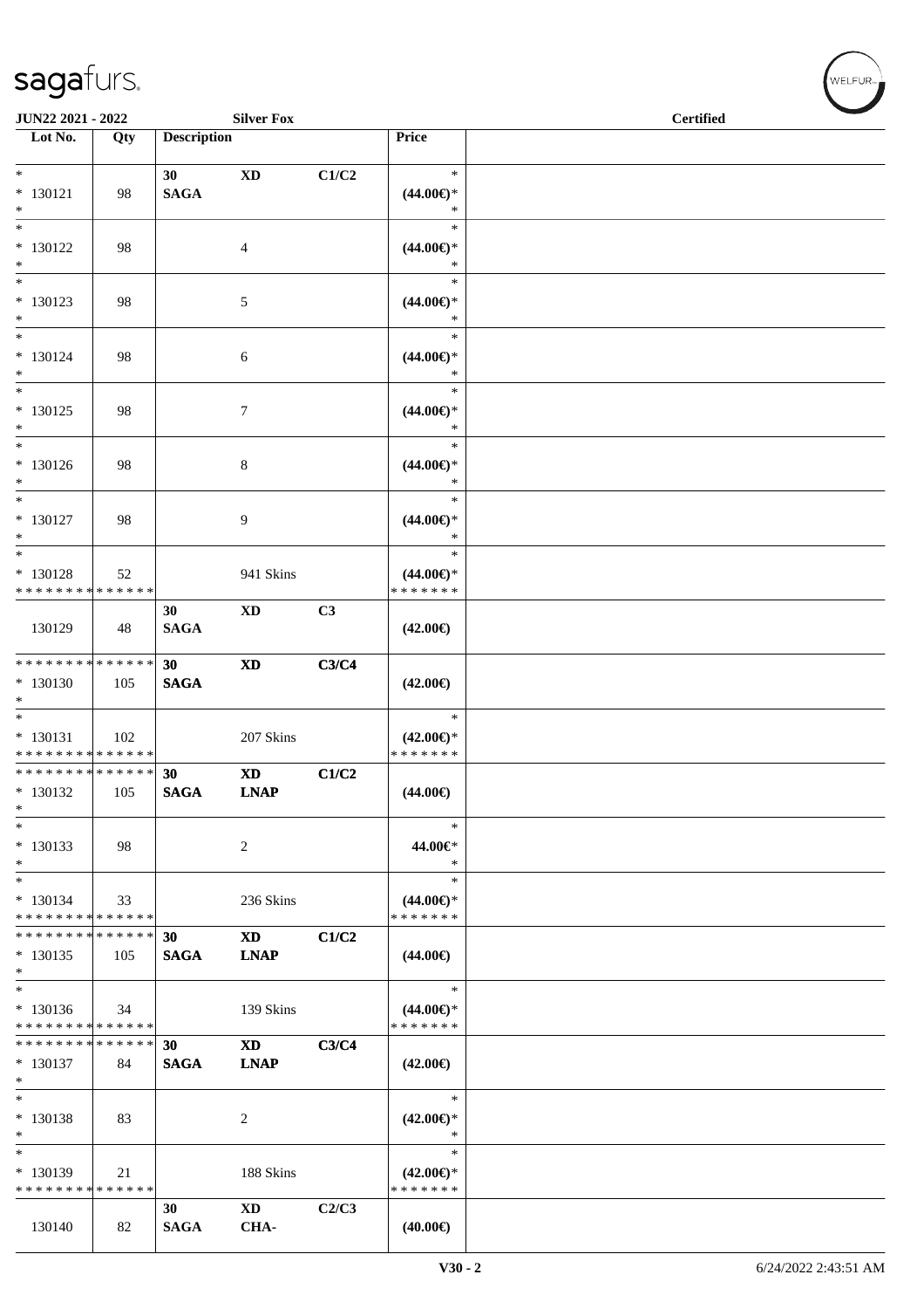| Lot No. | Qty | Description | | | Price |
|---|---|---|---|---|---|
| * | | 30 | XD | C1/C2 | * |
| * 130121 | 98 | SAGA | | | (44.00€)* |
| * | | | | | * |
| * | | | | | * |
| * 130122 | 98 | | 4 | | (44.00€)* |
| * | | | | | * |
| * | | | | | * |
| * 130123 | 98 | | 5 | | (44.00€)* |
| * | | | | | * |
| * | | | | | * |
| * 130124 | 98 | | 6 | | (44.00€)* |
| * | | | | | * |
| * | | | | | * |
| * 130125 | 98 | | 7 | | (44.00€)* |
| * | | | | | * |
| * | | | | | * |
| * 130126 | 98 | | 8 | | (44.00€)* |
| * | | | | | * |
| * | | | | | * |
| * 130127 | 98 | | 9 | | (44.00€)* |
| * | | | | | * |
| * | | | | | * |
| * 130128 | 52 | | 941 Skins | | (44.00€)* |
| * * * * * * * * * * * * * * | | | | | * * * * * * * |
| | | 30 | XD | C3 | |
| 130129 | 48 | SAGA | | | (42.00€) |
| * * * * * * * * * * * * * * | | 30 | XD | C3/C4 | |
| * 130130 | 105 | SAGA | | | (42.00€) |
| * | | | | | |
| * | | | | | * |
| * 130131 | 102 | | 207 Skins | | (42.00€)* |
| * * * * * * * * * * * * * * | | | | | * * * * * * * |
| * * * * * * * * * * * * * * | | 30 | XD | C1/C2 | |
| * 130132 | 105 | SAGA | LNAP | | (44.00€) |
| * | | | | | |
| * | | | | | * |
| * 130133 | 98 | | 2 | | 44.00€* |
| * | | | | | * |
| * | | | | | * |
| * 130134 | 33 | | 236 Skins | | (44.00€)* |
| * * * * * * * * * * * * * * | | | | | * * * * * * * |
| * * * * * * * * * * * * * * | | 30 | XD | C1/C2 | |
| * 130135 | 105 | SAGA | LNAP | | (44.00€) |
| * | | | | | |
| * | | | | | * |
| * 130136 | 34 | | 139 Skins | | (44.00€)* |
| * * * * * * * * * * * * * * | | | | | * * * * * * * |
| * * * * * * * * * * * * * * | | 30 | XD | C3/C4 | |
| * 130137 | 84 | SAGA | LNAP | | (42.00€) |
| * | | | | | |
| * | | | | | * |
| * 130138 | 83 | | 2 | | (42.00€)* |
| * | | | | | * |
| * | | | | | * |
| * 130139 | 21 | | 188 Skins | | (42.00€)* |
| * * * * * * * * * * * * * * | | | | | * * * * * * * |
| | | 30 | XD | C2/C3 | |
| 130140 | 82 | SAGA | CHA- | | (40.00€) |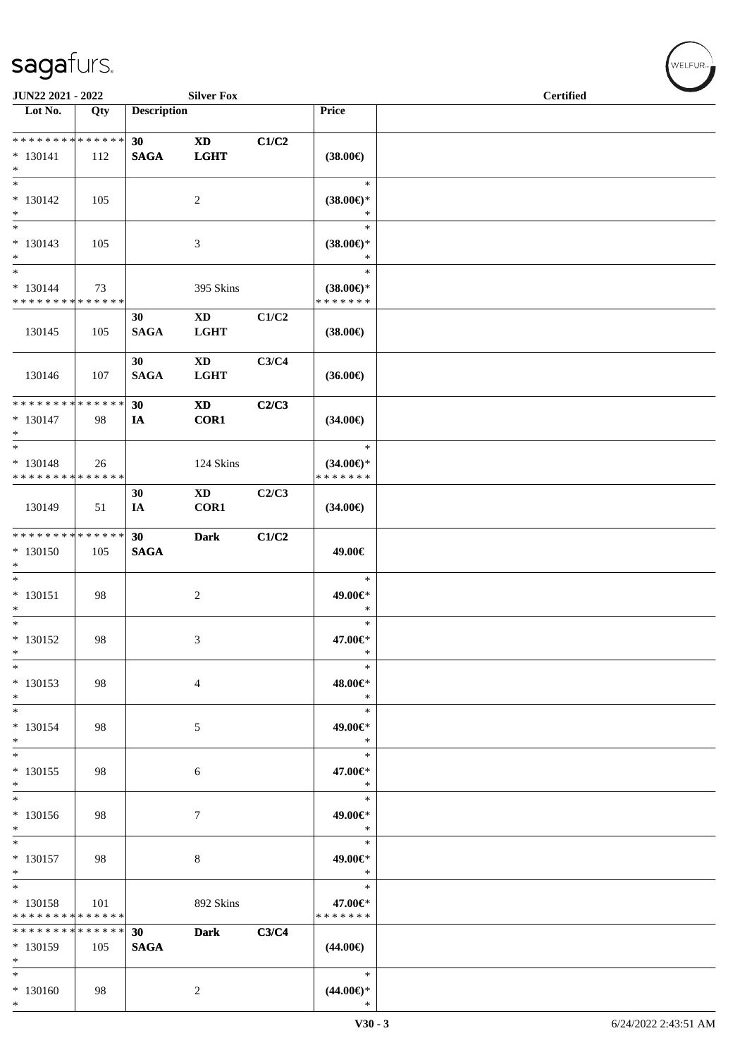| Lot No. | Qty | Description | | | Price | |
|---|---|---|---|---|---|---|
| * * * * * * * * * * * * * * | | 30 | XD | C1/C2 | | |
| * 130141 | 112 | SAGA | LGHT | | (38.00€) | |
| * | | | | | | |
| * | | | | | * | |
| * 130142 | 105 | | 2 | | (38.00€)* | |
| * | | | | | * | |
| * | | | | | * | |
| * 130143 | 105 | | 3 | | (38.00€)* | |
| * | | | | | * | |
| * | | | | | * | |
| * 130144 | 73 | | 395 Skins | | (38.00€)* | |
| * * * * * * * * * * * * * * | | | | | * * * * * * * | |
| | | 30 | XD | C1/C2 | | |
| 130145 | 105 | SAGA | LGHT | | (38.00€) | |
| | | 30 | XD | C3/C4 | | |
| 130146 | 107 | SAGA | LGHT | | (36.00€) | |
| * * * * * * * * * * * * * * | | 30 | XD | C2/C3 | | |
| * 130147 | 98 | IA | COR1 | | (34.00€) | |
| * | | | | | | |
| * | | | | | * | |
| * 130148 | 26 | | 124 Skins | | (34.00€)* | |
| * * * * * * * * * * * * * * | | | | | * * * * * * * | |
| | | 30 | XD | C2/C3 | | |
| 130149 | 51 | IA | COR1 | | (34.00€) | |
| * * * * * * * * * * * * * * | | 30 | Dark | C1/C2 | | |
| * 130150 | 105 | SAGA | | | 49.00€ | |
| * | | | | | | |
| * | | | | | * | |
| * 130151 | 98 | | 2 | | 49.00€* | |
| * | | | | | * | |
| * | | | | | * | |
| * 130152 | 98 | | 3 | | 47.00€* | |
| * | | | | | * | |
| * | | | | | * | |
| * 130153 | 98 | | 4 | | 48.00€* | |
| * | | | | | * | |
| * | | | | | * | |
| * 130154 | 98 | | 5 | | 49.00€* | |
| * | | | | | * | |
| * | | | | | * | |
| * 130155 | 98 | | 6 | | 47.00€* | |
| * | | | | | * | |
| * | | | | | * | |
| * 130156 | 98 | | 7 | | 49.00€* | |
| * | | | | | * | |
| * | | | | | * | |
| * 130157 | 98 | | 8 | | 49.00€* | |
| * | | | | | * | |
| * | | | | | * | |
| * 130158 | 101 | | 892 Skins | | 47.00€* | |
| * * * * * * * * * * * * * * | | | | | * * * * * * * | |
| * * * * * * * * * * * * * * | | 30 | Dark | C3/C4 | | |
| * 130159 | 105 | SAGA | | | (44.00€) | |
| * | | | | | | |
| * | | | | | * | |
| * 130160 | 98 | | 2 | | (44.00€)* | |
| * | | | | | * | |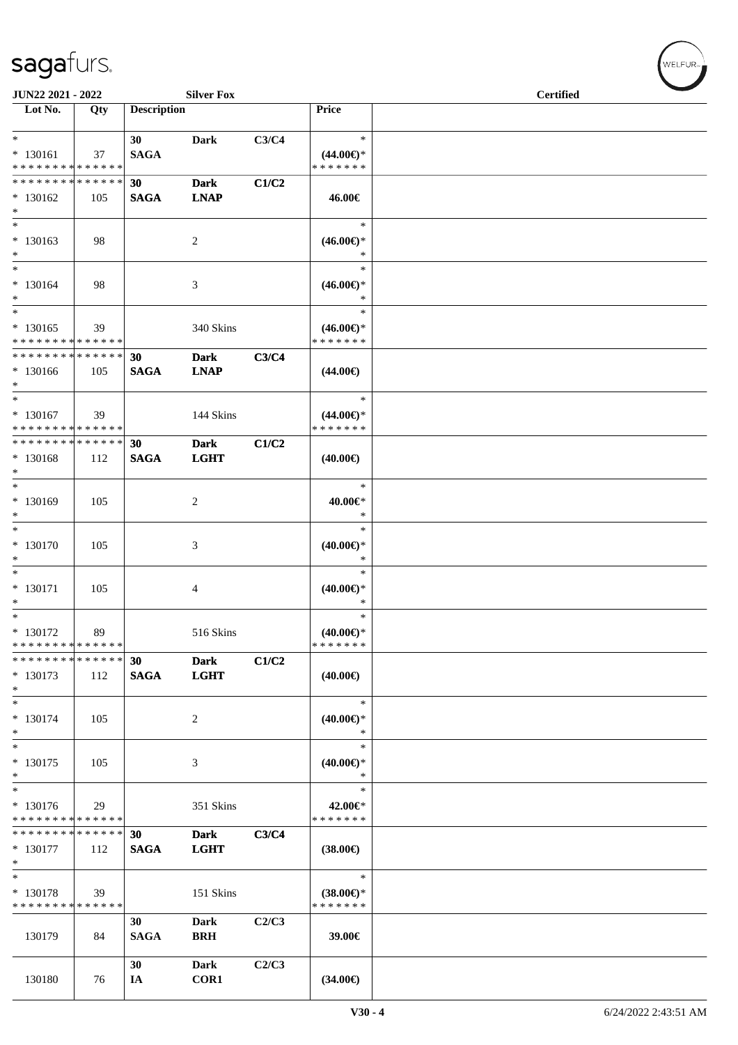sagafurs.

JUN22 2021 - 2022 Silver Fox Certified

| Lot No. | Qty | Description | | | Price | |
|---|---|---|---|---|---|---|
| * <br> * 130161 <br> * * * * * * * * * * * * * * | 37 | 30 SAGA | Dark | C3/C4 | * <br> (44.00€)* <br> * * * * * * * | |
| * * * * * * * * * * * * * * <br> * 130162 <br> * | 105 | 30 SAGA | Dark LNAP | C1/C2 | 46.00€ | |
| * <br> * 130163 <br> * | 98 | | 2 | | * <br> (46.00€)* <br> * | |
| * <br> * 130164 <br> * | 98 | | 3 | | * <br> (46.00€)* <br> * | |
| * <br> * 130165 <br> * * * * * * * * * * * * * * | 39 | | 340 Skins | | * <br> (46.00€)* <br> * * * * * * * | |
| * * * * * * * * * * * * * * <br> * 130166 <br> * | 105 | 30 SAGA | Dark LNAP | C3/C4 | (44.00€) | |
| * <br> * 130167 <br> * * * * * * * * * * * * * * | 39 | | 144 Skins | | * <br> (44.00€)* <br> * * * * * * * | |
| * * * * * * * * * * * * * * <br> * 130168 <br> * | 112 | 30 SAGA | Dark LGHT | C1/C2 | (40.00€) | |
| * <br> * 130169 <br> * | 105 | | 2 | | * <br> 40.00€* <br> * | |
| * <br> * 130170 <br> * | 105 | | 3 | | * <br> (40.00€)* <br> * | |
| * <br> * 130171 <br> * | 105 | | 4 | | * <br> (40.00€)* <br> * | |
| * <br> * 130172 <br> * * * * * * * * * * * * * * | 89 | | 516 Skins | | * <br> (40.00€)* <br> * * * * * * * | |
| * * * * * * * * * * * * * * <br> * 130173 <br> * | 112 | 30 SAGA | Dark LGHT | C1/C2 | (40.00€) | |
| * <br> * 130174 <br> * | 105 | | 2 | | * <br> (40.00€)* <br> * | |
| * <br> * 130175 <br> * | 105 | | 3 | | * <br> (40.00€)* <br> * | |
| * <br> * 130176 <br> * * * * * * * * * * * * * * | 29 | | 351 Skins | | * <br> 42.00€* <br> * * * * * * * | |
| * * * * * * * * * * * * * * <br> * 130177 <br> * | 112 | 30 SAGA | Dark LGHT | C3/C4 | (38.00€) | |
| * <br> * 130178 <br> * * * * * * * * * * * * * * | 39 | | 151 Skins | | * <br> (38.00€)* <br> * * * * * * * | |
| 130179 | 84 | 30 SAGA | Dark BRH | C2/C3 | 39.00€ | |
| 130180 | 76 | 30 IA | Dark COR1 | C2/C3 | (34.00€) | |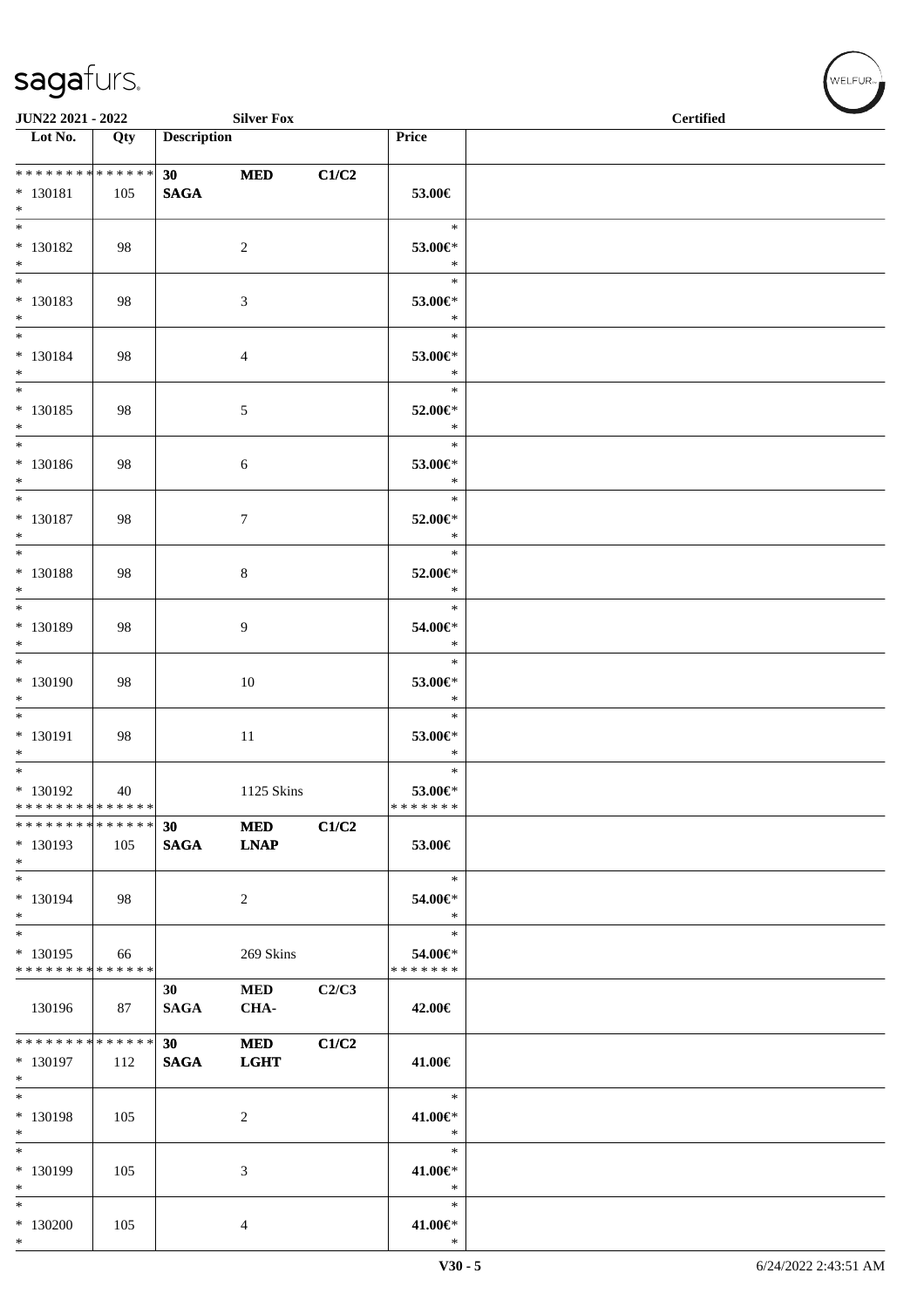**JUN22 2021 - 2022** — **Silver Fox** — **Certified**

| Lot No. | Qty | Description | | | Price | |
|---|---|---|---|---|---|---|
| * * * * * * * * * * * * * * | | **30** | **MED** | **C1/C2** | | |
| * 130181 | 105 | **SAGA** | | | **53.00€** | |
| * | | | | | | |
| * 130182 | 98 | | 2 | | **53.00€*** | |
| * 130183 | 98 | | 3 | | **53.00€*** | |
| * 130184 | 98 | | 4 | | **53.00€*** | |
| * 130185 | 98 | | 5 | | **52.00€*** | |
| * 130186 | 98 | | 6 | | **53.00€*** | |
| * 130187 | 98 | | 7 | | **52.00€*** | |
| * 130188 | 98 | | 8 | | **52.00€*** | |
| * 130189 | 98 | | 9 | | **54.00€*** | |
| * 130190 | 98 | | 10 | | **53.00€*** | |
| * 130191 | 98 | | 11 | | **53.00€*** | |
| * 130192 | 40 | | 1125 Skins | | **53.00€*** | |
| * * * * * * * * * * * * * * | | | | | * * * * * * * | |
| * * * * * * * * * * * * * * | | **30** | **MED** | **C1/C2** | | |
| * 130193 | 105 | **SAGA** | **LNAP** | | **53.00€** | |
| * 130194 | 98 | | 2 | | **54.00€*** | |
| * 130195 | 66 | | 269 Skins | | **54.00€*** | |
| * * * * * * * * * * * * * * | | | | | * * * * * * * | |
| | | **30** | **MED** | **C2/C3** | | |
| 130196 | 87 | **SAGA** | **CHA-** | | **42.00€** | |
| * * * * * * * * * * * * * * | | **30** | **MED** | **C1/C2** | | |
| * 130197 | 112 | **SAGA** | **LGHT** | | **41.00€** | |
| * 130198 | 105 | | 2 | | **41.00€*** | |
| * 130199 | 105 | | 3 | | **41.00€*** | |
| * 130200 | 105 | | 4 | | **41.00€*** | |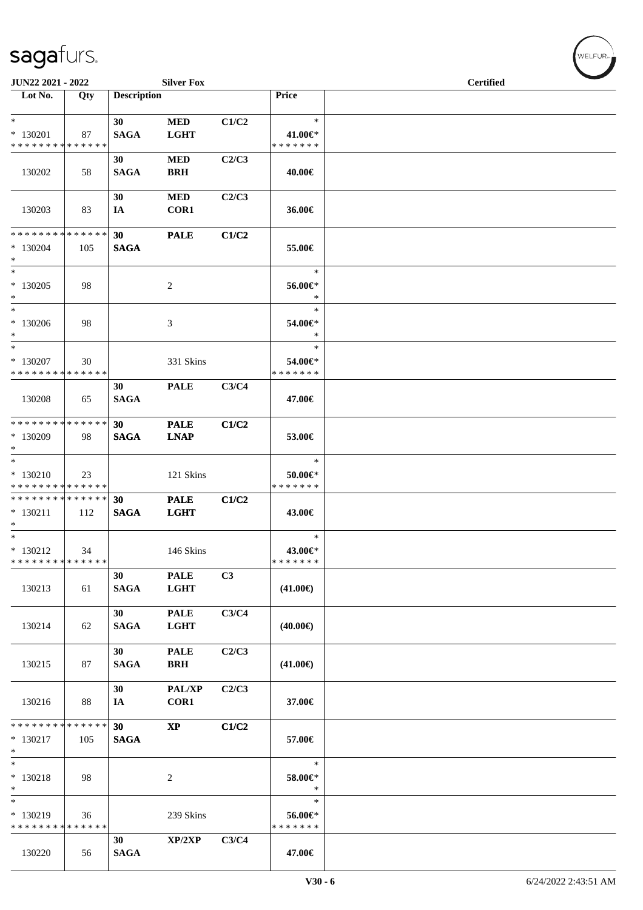**JUN22 2021 - 2022 Silver Fox Certified**

| Lot No. | Qty | Description | | | Price | |
|---|---|---|---|---|---|---|
| * <br> * 130201 <br> * * * * * * * * * * * * * * | 87 | 30 <br> SAGA | MED <br> LGHT | C1/C2 | * <br> 41.00€* <br> * * * * * * * | |
| 130202 | 58 | 30 <br> SAGA | MED <br> BRH | C2/C3 | 40.00€ | |
| 130203 | 83 | 30 <br> IA | MED <br> COR1 | C2/C3 | 36.00€ | |
| * * * * * * * * * * * * * * <br> * 130204 <br> * | 105 | 30 <br> SAGA | PALE | C1/C2 | 55.00€ | |
| * <br> * 130205 <br> * | 98 | | 2 | | * <br> 56.00€* <br> * | |
| * <br> * 130206 <br> * | 98 | | 3 | | * <br> 54.00€* <br> * | |
| * <br> * 130207 <br> * * * * * * * * * * * * * * | 30 | | 331 Skins | | * <br> 54.00€* <br> * * * * * * * | |
| 130208 | 65 | 30 <br> SAGA | PALE | C3/C4 | 47.00€ | |
| * * * * * * * * * * * * * * <br> * 130209 <br> * | 98 | 30 <br> SAGA | PALE <br> LNAP | C1/C2 | 53.00€ | |
| * <br> * 130210 <br> * * * * * * * * * * * * * * | 23 | | 121 Skins | | * <br> 50.00€* <br> * * * * * * * | |
| * * * * * * * * * * * * * * <br> * 130211 <br> * | 112 | 30 <br> SAGA | PALE <br> LGHT | C1/C2 | 43.00€ | |
| * <br> * 130212 <br> * * * * * * * * * * * * * * | 34 | | 146 Skins | | * <br> 43.00€* <br> * * * * * * * | |
| 130213 | 61 | 30 <br> SAGA | PALE <br> LGHT | C3 | (41.00€) | |
| 130214 | 62 | 30 <br> SAGA | PALE <br> LGHT | C3/C4 | (40.00€) | |
| 130215 | 87 | 30 <br> SAGA | PALE <br> BRH | C2/C3 | (41.00€) | |
| 130216 | 88 | 30 <br> IA | PAL/XP <br> COR1 | C2/C3 | 37.00€ | |
| * * * * * * * * * * * * * * <br> * 130217 <br> * | 105 | 30 <br> SAGA | XP | C1/C2 | 57.00€ | |
| * <br> * 130218 <br> * | 98 | | 2 | | * <br> 58.00€* <br> * | |
| * <br> * 130219 <br> * * * * * * * * * * * * * * | 36 | | 239 Skins | | * <br> 56.00€* <br> * * * * * * * | |
| 130220 | 56 | 30 <br> SAGA | XP/2XP | C3/C4 | 47.00€ | |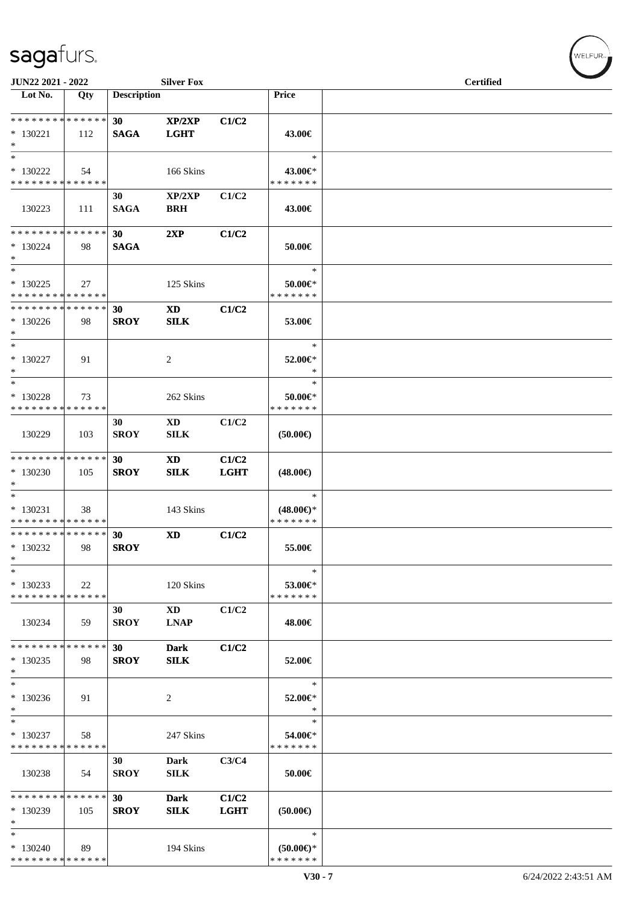| Lot No. | Qty | Description | | | Price | |
|---|---|---|---|---|---|---|
| * * * * * * * * * * * * * * | | 30 | XP/2XP | C1/C2 | | |
| * 130221 | 112 | SAGA | LGHT | | 43.00€ | |
| * | | | | | | |
| * | | | | | * | |
| * 130222 | 54 | | 166 Skins | | 43.00€* | |
| * * * * * * * * * * * * * * | | | | | * * * * * * * | |
| | | 30 | XP/2XP | C1/C2 | | |
| 130223 | 111 | SAGA | BRH | | 43.00€ | |
| * * * * * * * * * * * * * * | | 30 | 2XP | C1/C2 | | |
| * 130224 | 98 | SAGA | | | 50.00€ | |
| * | | | | | | |
| * | | | | | * | |
| * 130225 | 27 | | 125 Skins | | 50.00€* | |
| * * * * * * * * * * * * * * | | | | | * * * * * * * | |
| * * * * * * * * * * * * * * | | 30 | XD | C1/C2 | | |
| * 130226 | 98 | SROY | SILK | | 53.00€ | |
| * | | | | | | |
| * | | | | | * | |
| * 130227 | 91 | | 2 | | 52.00€* | |
| * | | | | | * | |
| * | | | | | * | |
| * 130228 | 73 | | 262 Skins | | 50.00€* | |
| * * * * * * * * * * * * * * | | | | | * * * * * * * | |
| | | 30 | XD | C1/C2 | | |
| 130229 | 103 | SROY | SILK | | (50.00€) | |
| * * * * * * * * * * * * * * | | 30 | XD | C1/C2 | | |
| * 130230 | 105 | SROY | SILK | LGHT | (48.00€) | |
| * | | | | | | |
| * | | | | | * | |
| * 130231 | 38 | | 143 Skins | | (48.00€)* | |
| * * * * * * * * * * * * * * | | | | | * * * * * * * | |
| * * * * * * * * * * * * * * | | 30 | XD | C1/C2 | | |
| * 130232 | 98 | SROY | | | 55.00€ | |
| * | | | | | | |
| * | | | | | * | |
| * 130233 | 22 | | 120 Skins | | 53.00€* | |
| * * * * * * * * * * * * * * | | | | | * * * * * * * | |
| | | 30 | XD | C1/C2 | | |
| 130234 | 59 | SROY | LNAP | | 48.00€ | |
| * * * * * * * * * * * * * * | | 30 | Dark | C1/C2 | | |
| * 130235 | 98 | SROY | SILK | | 52.00€ | |
| * | | | | | | |
| * | | | | | * | |
| * 130236 | 91 | | 2 | | 52.00€* | |
| * | | | | | * | |
| * | | | | | * | |
| * 130237 | 58 | | 247 Skins | | 54.00€* | |
| * * * * * * * * * * * * * * | | | | | * * * * * * * | |
| | | 30 | Dark | C3/C4 | | |
| 130238 | 54 | SROY | SILK | | 50.00€ | |
| * * * * * * * * * * * * * * | | 30 | Dark | C1/C2 | | |
| * 130239 | 105 | SROY | SILK | LGHT | (50.00€) | |
| * | | | | | | |
| * | | | | | * | |
| * 130240 | 89 | | 194 Skins | | (50.00€)* | |
| * * * * * * * * * * * * * * | | | | | * * * * * * * | |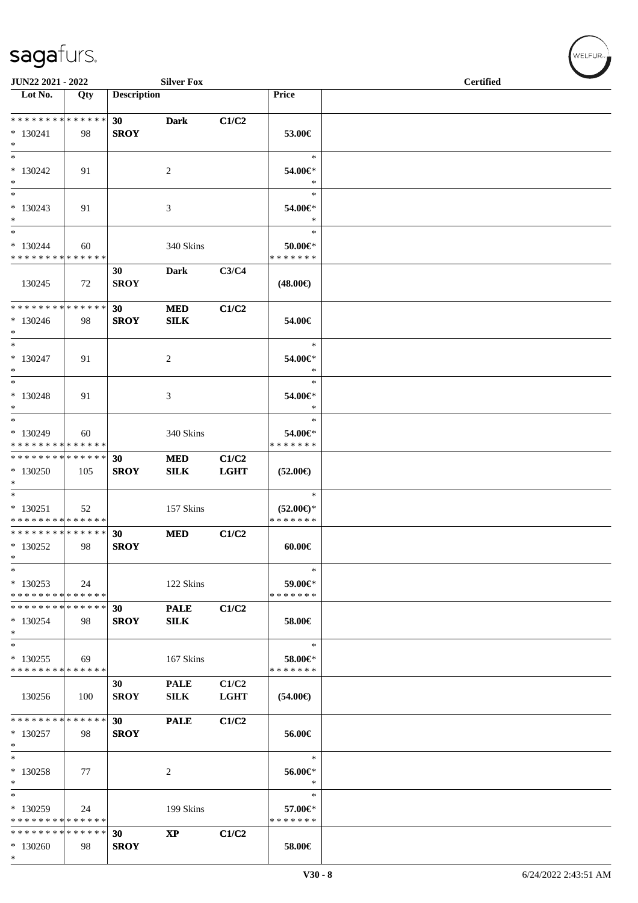JUN22 2021 - 2022 Silver Fox Certified

| Lot No. | Qty | Description | | | Price | |
|---|---|---|---|---|---|---|
| * * * * * * * * * * * * * * | | 30 | Dark | C1/C2 | | |
| * 130241 | 98 | SROY | | | 53.00€ | |
| * | | | | | | |
| * | | | | | * | |
| * 130242 | 91 | | 2 | | 54.00€* | |
| * | | | | | * | |
| * | | | | | * | |
| * 130243 | 91 | | 3 | | 54.00€* | |
| * | | | | | * | |
| * | | | | | * | |
| * 130244 | 60 | | 340 Skins | | 50.00€* | |
| * * * * * * * * * * * * * * | | | | | * * * * * * * | |
| | | 30 | Dark | C3/C4 | | |
| 130245 | 72 | SROY | | | (48.00€) | |
| * * * * * * * * * * * * * * | | 30 | MED | C1/C2 | | |
| * 130246 | 98 | SROY | SILK | | 54.00€ | |
| * | | | | | | |
| * | | | | | * | |
| * 130247 | 91 | | 2 | | 54.00€* | |
| * | | | | | * | |
| * | | | | | * | |
| * 130248 | 91 | | 3 | | 54.00€* | |
| * | | | | | * | |
| * | | | | | * | |
| * 130249 | 60 | | 340 Skins | | 54.00€* | |
| * * * * * * * * * * * * * * | | | | | * * * * * * * | |
| * * * * * * * * * * * * * * | | 30 | MED | C1/C2 | | |
| * 130250 | 105 | SROY | SILK | LGHT | (52.00€) | |
| * | | | | | | |
| * | | | | | * | |
| * 130251 | 52 | | 157 Skins | | (52.00€)* | |
| * * * * * * * * * * * * * * | | | | | * * * * * * * | |
| * * * * * * * * * * * * * * | | 30 | MED | C1/C2 | | |
| * 130252 | 98 | SROY | | | 60.00€ | |
| * | | | | | | |
| * | | | | | * | |
| * 130253 | 24 | | 122 Skins | | 59.00€* | |
| * * * * * * * * * * * * * * | | | | | * * * * * * * | |
| * * * * * * * * * * * * * * | | 30 | PALE | C1/C2 | | |
| * 130254 | 98 | SROY | SILK | | 58.00€ | |
| * | | | | | | |
| * | | | | | * | |
| * 130255 | 69 | | 167 Skins | | 58.00€* | |
| * * * * * * * * * * * * * * | | | | | * * * * * * * | |
| | | 30 | PALE | C1/C2 | | |
| 130256 | 100 | SROY | SILK | LGHT | (54.00€) | |
| * * * * * * * * * * * * * * | | 30 | PALE | C1/C2 | | |
| * 130257 | 98 | SROY | | | 56.00€ | |
| * | | | | | | |
| * | | | | | * | |
| * 130258 | 77 | | 2 | | 56.00€* | |
| * | | | | | * | |
| * | | | | | * | |
| * 130259 | 24 | | 199 Skins | | 57.00€* | |
| * * * * * * * * * * * * * * | | | | | * * * * * * * | |
| * * * * * * * * * * * * * * | | 30 | XP | C1/C2 | | |
| * 130260 | 98 | SROY | | | 58.00€ | |
| * | | | | | | |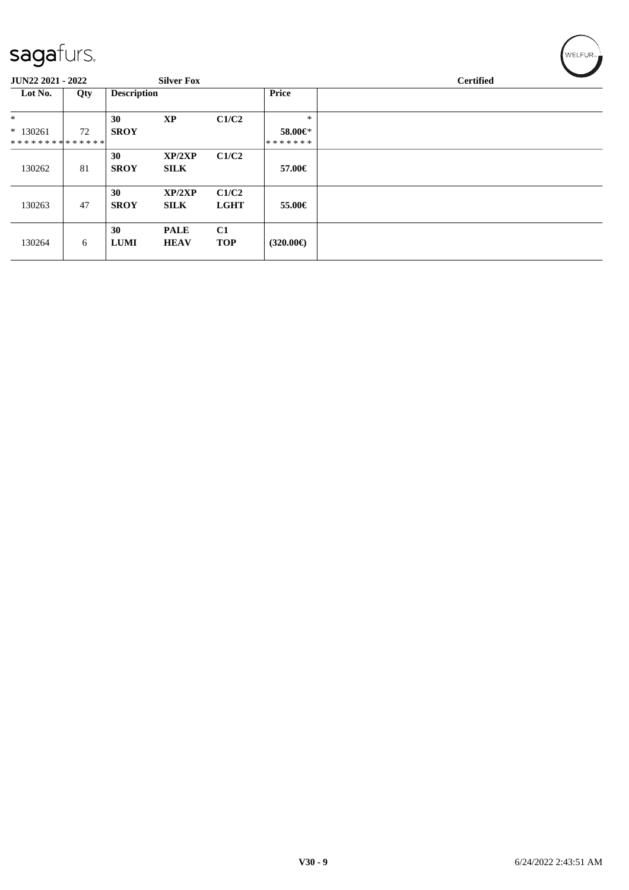**JUN22 2021 - 2022** **Silver Fox** **Certified**

| Lot No. | Qty | Description | | | Price |
|---|---|---|---|---|---|
| * <br> * 130261 <br> * * * * * * * * * * * * * * | 72 | **30** <br> **SROY** | **XP** | **C1/C2** | * <br> **58.00€*** <br> * * * * * * * |
| 130262 | 81 | **30** <br> **SROY** | **XP/2XP** <br> **SILK** | **C1/C2** | **57.00€** |
| 130263 | 47 | **30** <br> **SROY** | **XP/2XP** <br> **SILK** | **C1/C2** <br> **LGHT** | **55.00€** |
| 130264 | 6 | **30** <br> **LUMI** | **PALE** <br> **HEAV** | **C1** <br> **TOP** | **(320.00€)** |

V30 - 9 6/24/2022 2:43:51 AM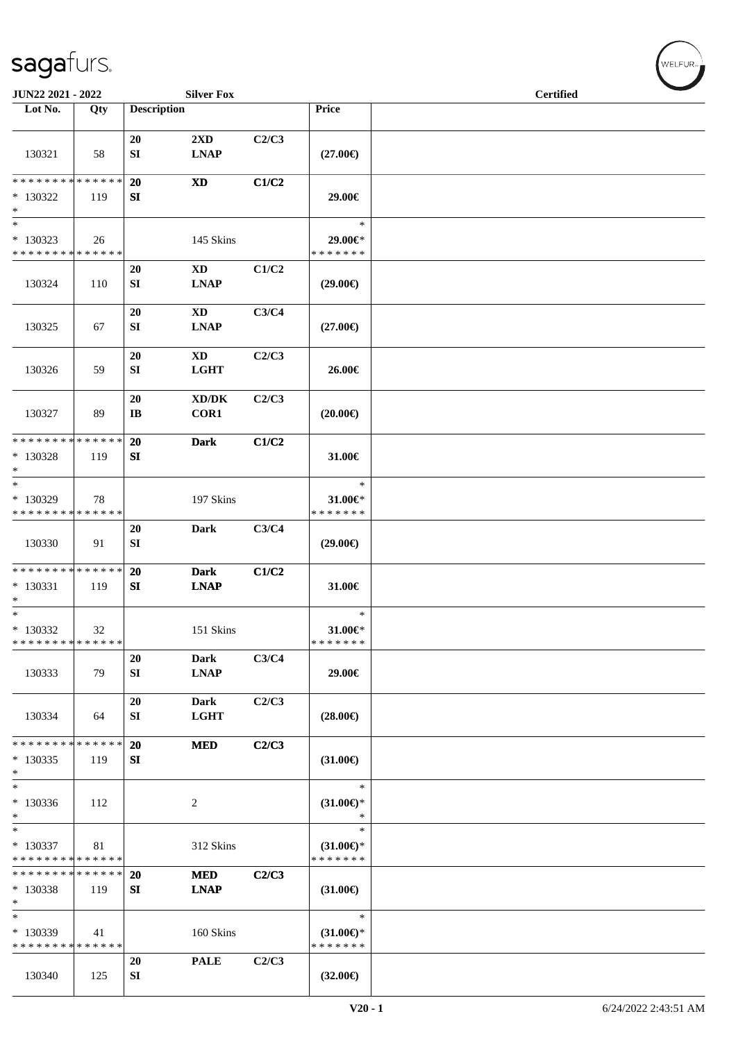JUN22 2021 - 2022 | Silver Fox | Certified

| Lot No. | Qty | Description | | | Price | |
|---|---|---|---|---|---|---|
| 130321 | 58 | 20 SI | 2XD LNAP | C2/C3 | (27.00€) | |
| * * * * * * * * * * * * * * 130322 * | 119 | 20 SI | XD | C1/C2 | 29.00€ | |
| * * 130323 * * * * * * * * * * * * * * | 26 | | 145 Skins | | * 29.00€* * * * * * * * | |
| 130324 | 110 | 20 SI | XD LNAP | C1/C2 | (29.00€) | |
| 130325 | 67 | 20 SI | XD LNAP | C3/C4 | (27.00€) | |
| 130326 | 59 | 20 SI | XD LGHT | C2/C3 | 26.00€ | |
| 130327 | 89 | 20 IB | XD/DK COR1 | C2/C3 | (20.00€) | |
| * * * * * * * * * * * * * * 130328 * | 119 | 20 SI | Dark | C1/C2 | 31.00€ | |
| * * 130329 * * * * * * * * * * * * * * | 78 | | 197 Skins | | * 31.00€* * * * * * * * | |
| 130330 | 91 | 20 SI | Dark | C3/C4 | (29.00€) | |
| * * * * * * * * * * * * * * 130331 * | 119 | 20 SI | Dark LNAP | C1/C2 | 31.00€ | |
| * * 130332 * * * * * * * * * * * * * * | 32 | | 151 Skins | | * 31.00€* * * * * * * * | |
| 130333 | 79 | 20 SI | Dark LNAP | C3/C4 | 29.00€ | |
| 130334 | 64 | 20 SI | Dark LGHT | C2/C3 | (28.00€) | |
| * * * * * * * * * * * * * * 130335 * | 119 | 20 SI | MED | C2/C3 | (31.00€) | |
| * * 130336 * | 112 | | 2 | | * (31.00€)* * | |
| * * 130337 * * * * * * * * * * * * * * | 81 | | 312 Skins | | * (31.00€)* * * * * * * * | |
| * * * * * * * * * * * * * * 130338 * | 119 | 20 SI | MED LNAP | C2/C3 | (31.00€) | |
| * * 130339 * * * * * * * * * * * * * * | 41 | | 160 Skins | | * (31.00€)* * * * * * * * | |
| 130340 | 125 | 20 SI | PALE | C2/C3 | (32.00€) | |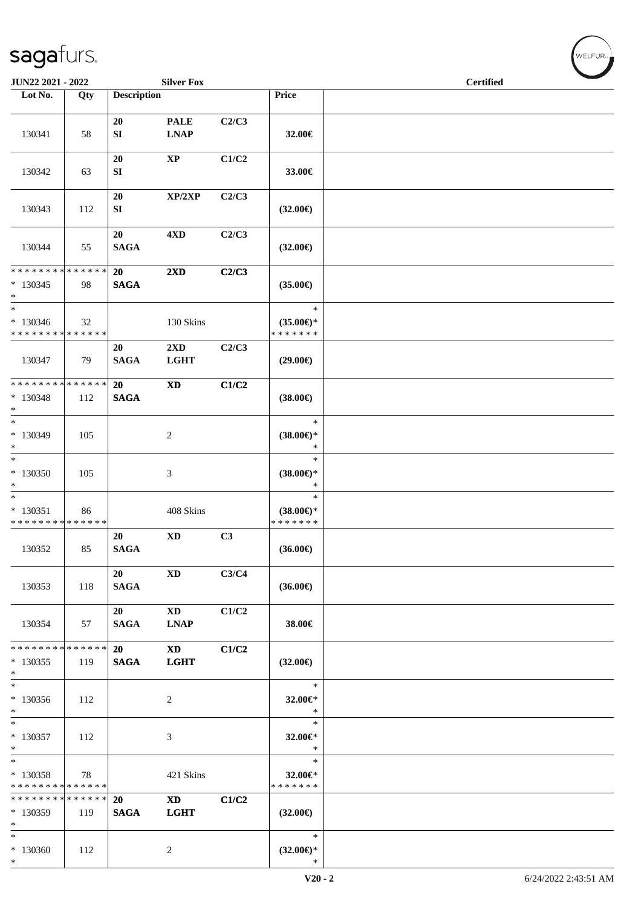| Lot No. | Qty | Description | | | Price | |
|---|---|---|---|---|---|---|
| 130341 | 58 | 20 SI | PALE LNAP | C2/C3 | 32.00€ | |
| 130342 | 63 | 20 SI | XP | C1/C2 | 33.00€ | |
| 130343 | 112 | 20 SI | XP/2XP | C2/C3 | (32.00€) | |
| 130344 | 55 | 20 SAGA | 4XD | C2/C3 | (32.00€) | |
| * * * * * * * * * * * * * * * 130345 * | 98 | 20 SAGA | 2XD | C2/C3 | (35.00€) | |
| * * 130346 * * * * * * * * * * * * * * | 32 | | 130 Skins | | * (35.00€)* * * * * * * * | |
| 130347 | 79 | 20 SAGA | 2XD LGHT | C2/C3 | (29.00€) | |
| * * * * * * * * * * * * * * * 130348 * | 112 | 20 SAGA | XD | C1/C2 | (38.00€) | |
| * * 130349 * | 105 | | 2 | | * (38.00€)* * | |
| * * 130350 * | 105 | | 3 | | * (38.00€)* * | |
| * * 130351 * * * * * * * * * * * * * * | 86 | | 408 Skins | | * (38.00€)* * * * * * * * | |
| 130352 | 85 | 20 SAGA | XD | C3 | (36.00€) | |
| 130353 | 118 | 20 SAGA | XD | C3/C4 | (36.00€) | |
| 130354 | 57 | 20 SAGA | XD LNAP | C1/C2 | 38.00€ | |
| * * * * * * * * * * * * * * * 130355 * | 119 | 20 SAGA | XD LGHT | C1/C2 | (32.00€) | |
| * * 130356 * | 112 | | 2 | | * 32.00€* * | |
| * * 130357 * | 112 | | 3 | | * 32.00€* * | |
| * * 130358 * * * * * * * * * * * * * * | 78 | | 421 Skins | | * 32.00€* * * * * * * * | |
| * * * * * * * * * * * * * * * 130359 * | 119 | 20 SAGA | XD LGHT | C1/C2 | (32.00€) | |
| * * 130360 * | 112 | | 2 | | * (32.00€)* * | |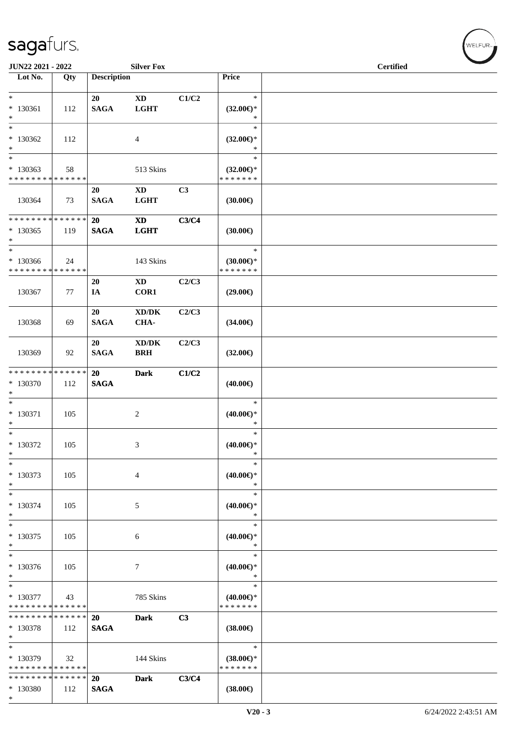**JUN22 2021 - 2022** | **Silver Fox** | **Certified**

| Lot No. | Qty | Description | | | Price | |
|---|---|---|---|---|---|---|
| * <br> * 130361 <br> * | 112 | 20 SAGA | XD LGHT | C1/C2 | * <br> (32.00€)* <br> * | |
| * <br> * 130362 <br> * | 112 | | 4 | | * <br> (32.00€)* <br> * | |
| * <br> * 130363 <br> * * * * * * * * * * * * * * | 58 | | 513 Skins | | * <br> (32.00€)* <br> * * * * * * * | |
| 130364 | 73 | 20 SAGA | XD LGHT | C3 | (30.00€) | |
| * * * * * * * * * * * * * * <br> * 130365 <br> * | 119 | 20 SAGA | XD LGHT | C3/C4 | (30.00€) | |
| * <br> * 130366 <br> * * * * * * * * * * * * * * | 24 | | 143 Skins | | * <br> (30.00€)* <br> * * * * * * * | |
| 130367 | 77 | 20 IA | XD COR1 | C2/C3 | (29.00€) | |
| 130368 | 69 | 20 SAGA | XD/DK CHA- | C2/C3 | (34.00€) | |
| 130369 | 92 | 20 SAGA | XD/DK BRH | C2/C3 | (32.00€) | |
| * * * * * * * * * * * * * * <br> * 130370 <br> * | 112 | 20 SAGA | Dark | C1/C2 | (40.00€) | |
| * <br> * 130371 <br> * | 105 | | 2 | | * <br> (40.00€)* <br> * | |
| * <br> * 130372 <br> * | 105 | | 3 | | * <br> (40.00€)* <br> * | |
| * <br> * 130373 <br> * | 105 | | 4 | | * <br> (40.00€)* <br> * | |
| * <br> * 130374 <br> * | 105 | | 5 | | * <br> (40.00€)* <br> * | |
| * <br> * 130375 <br> * | 105 | | 6 | | * <br> (40.00€)* <br> * | |
| * <br> * 130376 <br> * | 105 | | 7 | | * <br> (40.00€)* <br> * | |
| * <br> * 130377 <br> * * * * * * * * * * * * * * | 43 | | 785 Skins | | * <br> (40.00€)* <br> * * * * * * * | |
| * * * * * * * * * * * * * * <br> * 130378 <br> * | 112 | 20 SAGA | Dark | C3 | (38.00€) | |
| * <br> * 130379 <br> * * * * * * * * * * * * * * | 32 | | 144 Skins | | * <br> (38.00€)* <br> * * * * * * * | |
| * * * * * * * * * * * * * * <br> * 130380 <br> * | 112 | 20 SAGA | Dark | C3/C4 | (38.00€) | |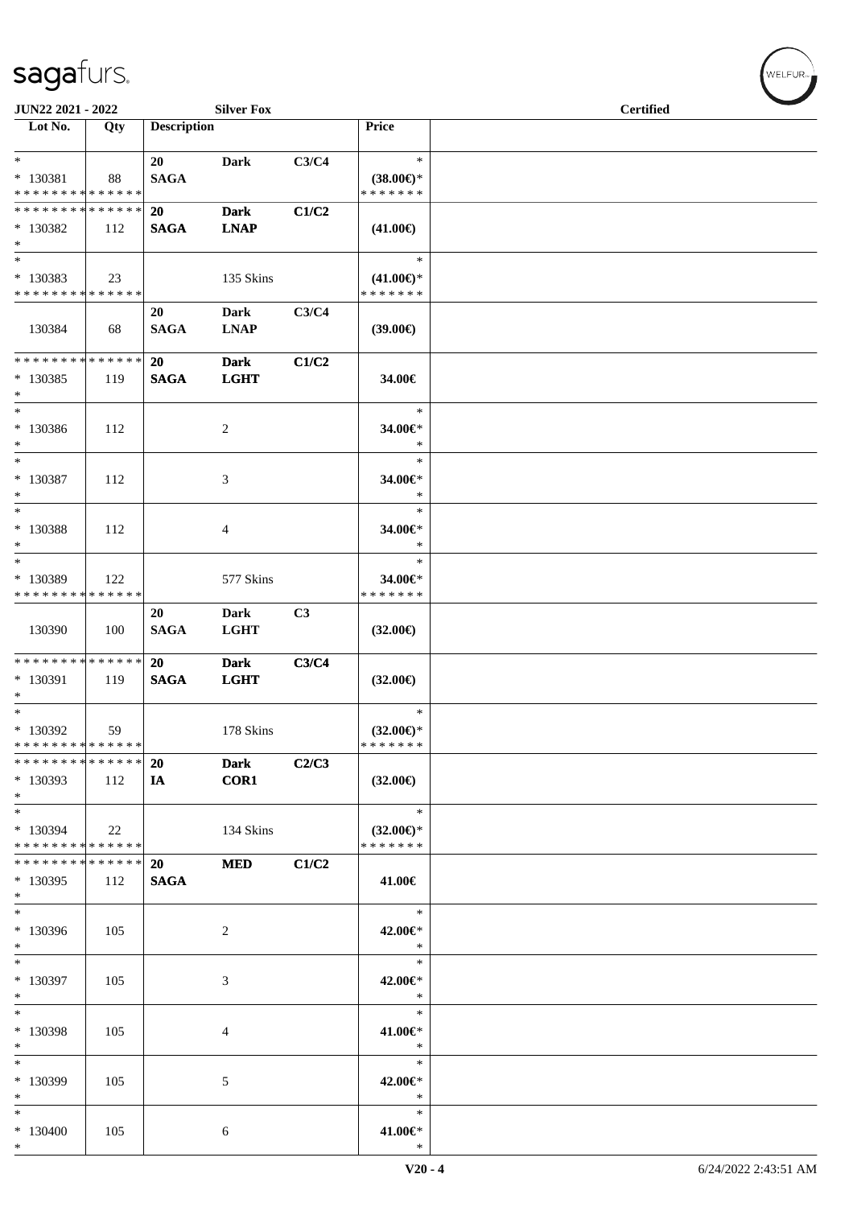**JUN22 2021 - 2022** **Silver Fox** **Certified**

| Lot No. | Qty | Description | | | Price | |
|---|---|---|---|---|---|---|
| * <br> * 130381 <br> * * * * * * * * * * * * * * | 88 | 20 <br> SAGA | Dark | C3/C4 | * <br> (38.00€)* <br> * * * * * * * | |
| * * * * * * * * * * * * * * <br> * 130382 <br> * | 112 | 20 <br> SAGA | Dark <br> LNAP | C1/C2 | (41.00€) | |
| * <br> * 130383 <br> * * * * * * * * * * * * * * | 23 | | 135 Skins | | * <br> (41.00€)* <br> * * * * * * * | |
| 130384 | 68 | 20 <br> SAGA | Dark <br> LNAP | C3/C4 | (39.00€) | |
| * * * * * * * * * * * * * * <br> * 130385 <br> * | 119 | 20 <br> SAGA | Dark <br> LGHT | C1/C2 | 34.00€ | |
| * <br> * 130386 <br> * | 112 | | 2 | | * <br> 34.00€* <br> * | |
| * <br> * 130387 <br> * | 112 | | 3 | | * <br> 34.00€* <br> * | |
| * <br> * 130388 <br> * | 112 | | 4 | | * <br> 34.00€* <br> * | |
| * <br> * 130389 <br> * * * * * * * * * * * * * * | 122 | | 577 Skins | | * <br> 34.00€* <br> * * * * * * * | |
| 130390 | 100 | 20 <br> SAGA | Dark <br> LGHT | C3 | (32.00€) | |
| * * * * * * * * * * * * * * <br> * 130391 <br> * | 119 | 20 <br> SAGA | Dark <br> LGHT | C3/C4 | (32.00€) | |
| * <br> * 130392 <br> * * * * * * * * * * * * * * | 59 | | 178 Skins | | * <br> (32.00€)* <br> * * * * * * * | |
| * * * * * * * * * * * * * * <br> * 130393 <br> * | 112 | 20 <br> IA | Dark <br> COR1 | C2/C3 | (32.00€) | |
| * <br> * 130394 <br> * * * * * * * * * * * * * * | 22 | | 134 Skins | | * <br> (32.00€)* <br> * * * * * * * | |
| * * * * * * * * * * * * * * <br> * 130395 <br> * | 112 | 20 <br> SAGA | MED | C1/C2 | 41.00€ | |
| * <br> * 130396 <br> * | 105 | | 2 | | * <br> 42.00€* <br> * | |
| * <br> * 130397 <br> * | 105 | | 3 | | * <br> 42.00€* <br> * | |
| * <br> * 130398 <br> * | 105 | | 4 | | * <br> 41.00€* <br> * | |
| * <br> * 130399 <br> * | 105 | | 5 | | * <br> 42.00€* <br> * | |
| * <br> * 130400 <br> * | 105 | | 6 | | * <br> 41.00€* <br> * | |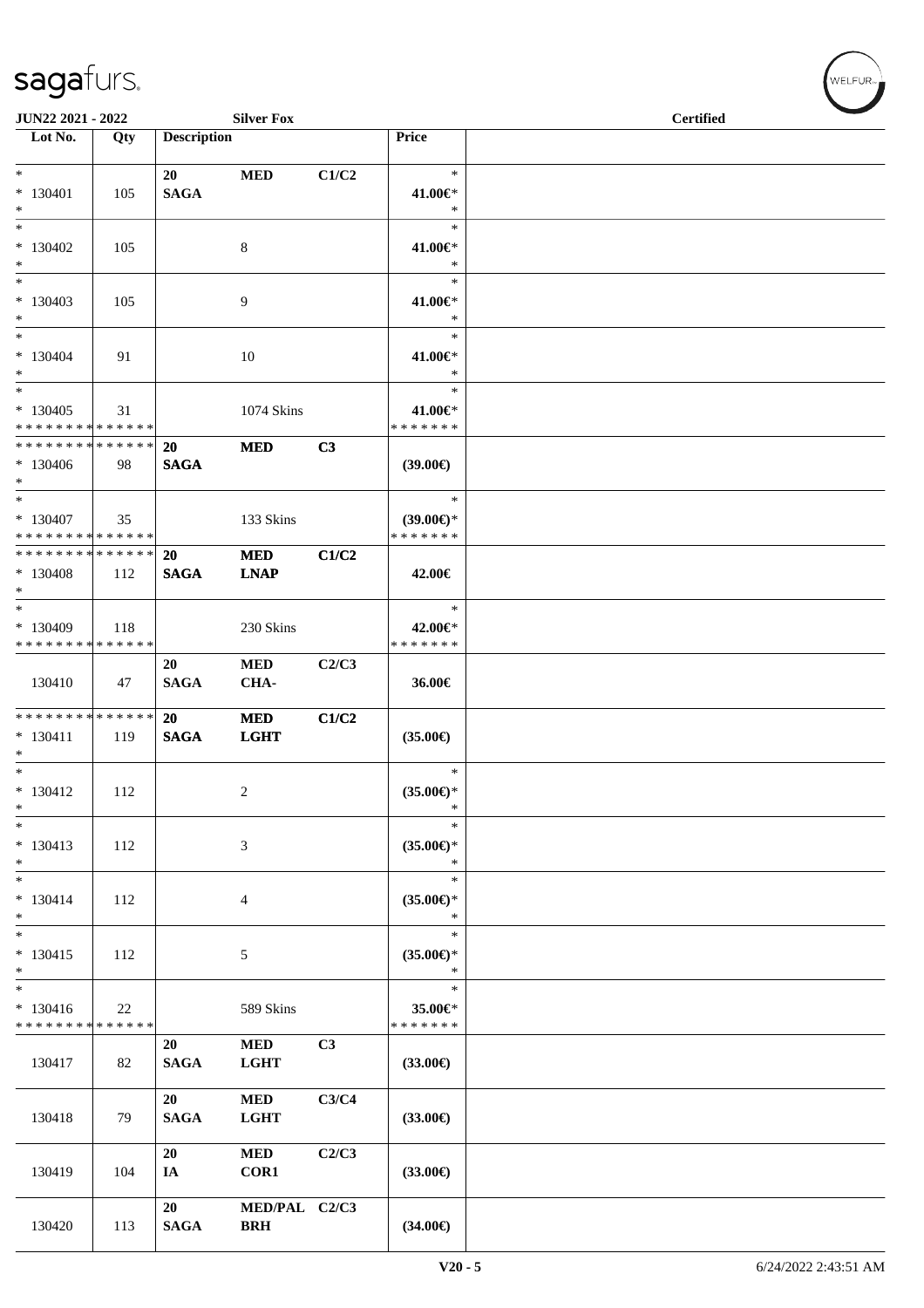sagafurs.

JUN22 2021 - 2022 | Silver Fox | Certified

| Lot No. | Qty | Description | | | Price |
|---|---|---|---|---|---|
| * | | 20 | MED | C1/C2 | * |
| * 130401 | 105 | SAGA | | | 41.00€* |
| * | | | | | * |
| * | | | | | * |
| * 130402 | 105 | | 8 | | 41.00€* |
| * | | | | | * |
| * | | | | | * |
| * 130403 | 105 | | 9 | | 41.00€* |
| * | | | | | * |
| * | | | | | * |
| * 130404 | 91 | | 10 | | 41.00€* |
| * | | | | | * |
| * | | | | | * |
| * 130405 | 31 | | 1074 Skins | | 41.00€* |
| * * * * * * * * * * * * * * | | | | | * * * * * * * |
| * * * * * * * * * * * * * * | | 20 | MED | C3 | |
| * 130406 | 98 | SAGA | | | (39.00€) |
| * | | | | | |
| * | | | | | * |
| * 130407 | 35 | | 133 Skins | | (39.00€)* |
| * * * * * * * * * * * * * * | | | | | * * * * * * * |
| * * * * * * * * * * * * * * | | 20 | MED | C1/C2 | |
| * 130408 | 112 | SAGA | LNAP | | 42.00€ |
| * | | | | | |
| * | | | | | * |
| * 130409 | 118 | | 230 Skins | | 42.00€* |
| * * * * * * * * * * * * * * | | | | | * * * * * * * |
| | | 20 | MED | C2/C3 | |
| 130410 | 47 | SAGA | CHA- | | 36.00€ |
| * * * * * * * * * * * * * * | | 20 | MED | C1/C2 | |
| * 130411 | 119 | SAGA | LGHT | | (35.00€) |
| * | | | | | |
| * | | | | | * |
| * 130412 | 112 | | 2 | | (35.00€)* |
| * | | | | | * |
| * | | | | | * |
| * 130413 | 112 | | 3 | | (35.00€)* |
| * | | | | | * |
| * | | | | | * |
| * 130414 | 112 | | 4 | | (35.00€)* |
| * | | | | | * |
| * | | | | | * |
| * 130415 | 112 | | 5 | | (35.00€)* |
| * | | | | | * |
| * | | | | | * |
| * 130416 | 22 | | 589 Skins | | 35.00€* |
| * * * * * * * * * * * * * * | | | | | * * * * * * * |
| | | 20 | MED | C3 | |
| 130417 | 82 | SAGA | LGHT | | (33.00€) |
| | | 20 | MED | C3/C4 | |
| 130418 | 79 | SAGA | LGHT | | (33.00€) |
| | | 20 | MED | C2/C3 | |
| 130419 | 104 | IA | COR1 | | (33.00€) |
| | | 20 | MED/PAL | C2/C3 | |
| 130420 | 113 | SAGA | BRH | | (34.00€) |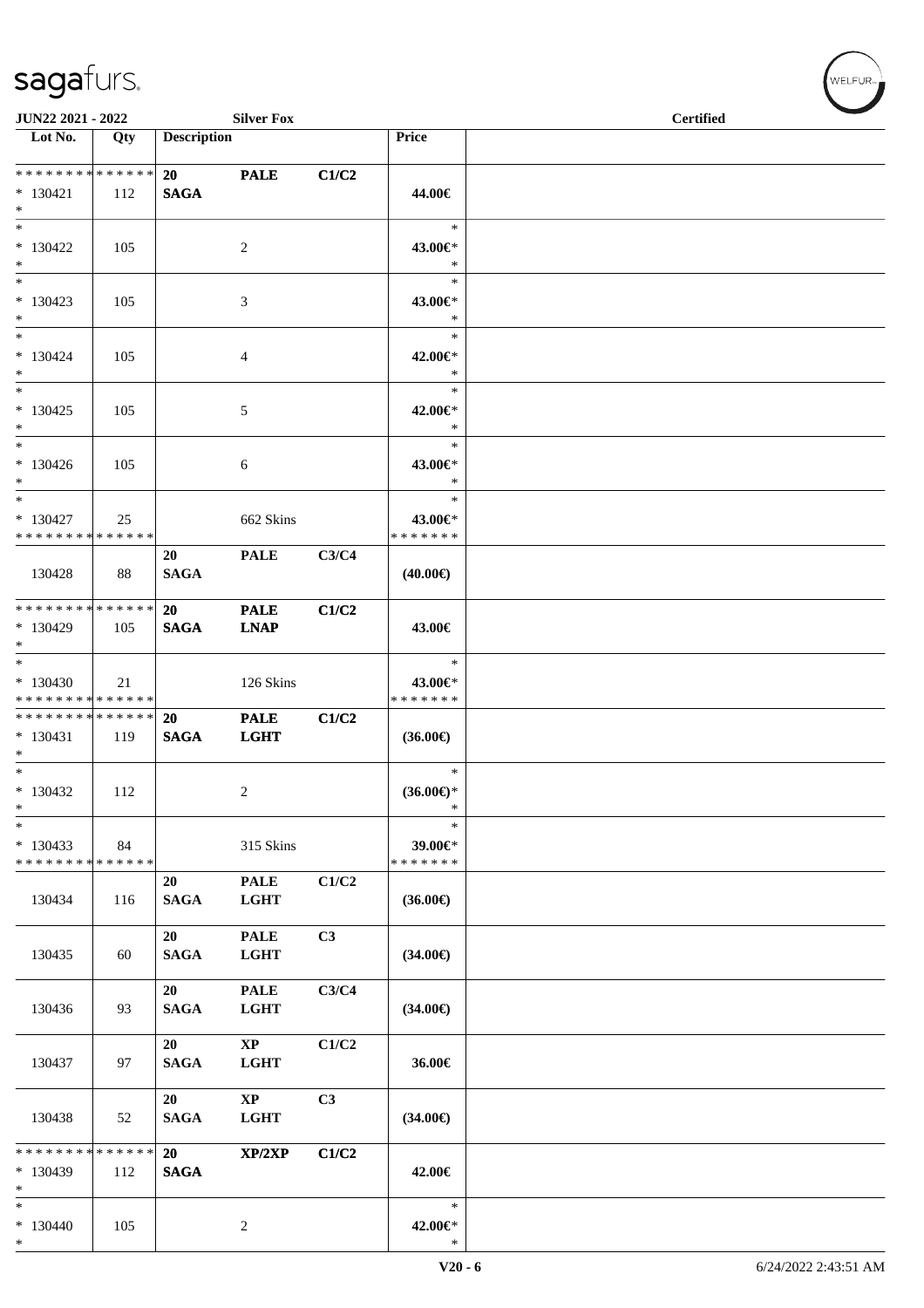**JUN22 2021 - 2022** **Silver Fox** **Certified**

| Lot No. | Qty | Description | | | Price | |
|---|---|---|---|---|---|---|
| * * * * * * * * * * * * * * | | **20** | **PALE** | **C1/C2** | | |
| * 130421 | 112 | **SAGA** | | | **44.00€** | |
| * | | | | | | |
| * | | | | | * | |
| * 130422 | 105 | | 2 | | **43.00€*** | |
| * | | | | | * | |
| * | | | | | * | |
| * 130423 | 105 | | 3 | | **43.00€*** | |
| * | | | | | * | |
| * | | | | | * | |
| * 130424 | 105 | | 4 | | **42.00€*** | |
| * | | | | | * | |
| * | | | | | * | |
| * 130425 | 105 | | 5 | | **42.00€*** | |
| * | | | | | * | |
| * | | | | | * | |
| * 130426 | 105 | | 6 | | **43.00€*** | |
| * | | | | | * | |
| * | | | | | * | |
| * 130427 | 25 | | 662 Skins | | **43.00€*** | |
| * * * * * * * * * * * * * * | | | | | * * * * * * * | |
| 130428 | 88 | **20 SAGA** | **PALE** | **C3/C4** | **(40.00€)** | |
| * * * * * * * * * * * * * * | | **20** | **PALE** | **C1/C2** | | |
| * 130429 | 105 | **SAGA** | **LNAP** | | **43.00€** | |
| * | | | | | | |
| * | | | | | * | |
| * 130430 | 21 | | 126 Skins | | **43.00€*** | |
| * * * * * * * * * * * * * * | | | | | * * * * * * * | |
| * * * * * * * * * * * * * * | | **20** | **PALE** | **C1/C2** | | |
| * 130431 | 119 | **SAGA** | **LGHT** | | **(36.00€)** | |
| * | | | | | | |
| * | | | | | * | |
| * 130432 | 112 | | 2 | | **(36.00€)*** | |
| * | | | | | * | |
| * | | | | | * | |
| * 130433 | 84 | | 315 Skins | | **39.00€*** | |
| * * * * * * * * * * * * * * | | | | | * * * * * * * | |
| 130434 | 116 | **20 SAGA** | **PALE LGHT** | **C1/C2** | **(36.00€)** | |
| 130435 | 60 | **20 SAGA** | **PALE LGHT** | **C3** | **(34.00€)** | |
| 130436 | 93 | **20 SAGA** | **PALE LGHT** | **C3/C4** | **(34.00€)** | |
| 130437 | 97 | **20 SAGA** | **XP LGHT** | **C1/C2** | **36.00€** | |
| 130438 | 52 | **20 SAGA** | **XP LGHT** | **C3** | **(34.00€)** | |
| * * * * * * * * * * * * * * | | **20** | **XP/2XP** | **C1/C2** | | |
| * 130439 | 112 | **SAGA** | | | **42.00€** | |
| * | | | | | | |
| * | | | | | * | |
| * 130440 | 105 | | 2 | | **42.00€*** | |
| * | | | | | * | |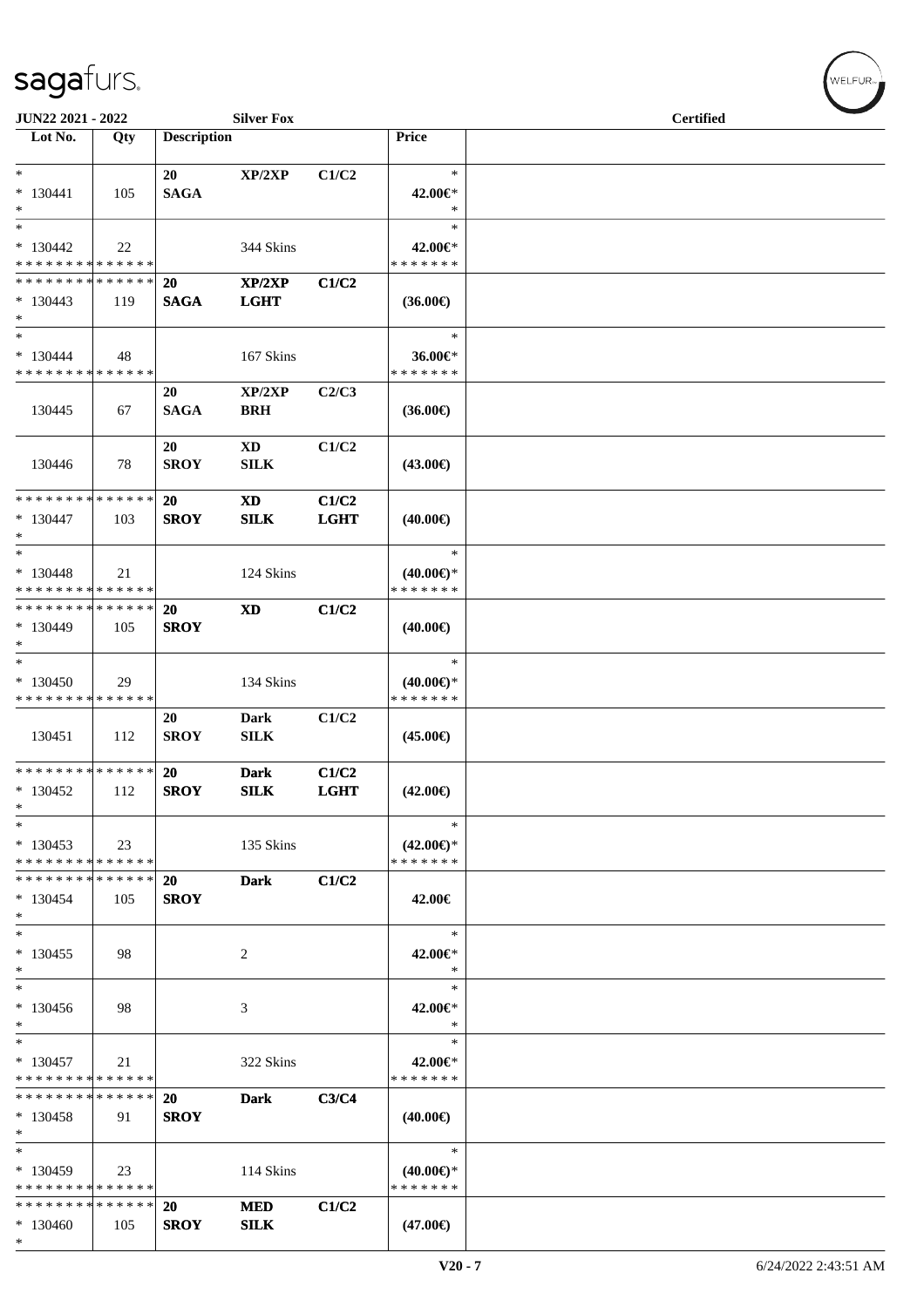**JUN22 2021 - 2022** — **Silver Fox** — **Certified**

| Lot No. | Qty | Description | | | Price | |
|---|---|---|---|---|---|---|
| * * 130441 * | 105 | 20 SAGA | XP/2XP | C1/C2 | * 42.00€* * | |
| * * 130442 * * * * * * * * * * * * * * | 22 | | 344 Skins | | * 42.00€* * * * * * * * | |
| * * * * * * * * * * * * * * * 130443 * | 119 | 20 SAGA | XP/2XP LGHT | C1/C2 | (36.00€) | |
| * * 130444 * * * * * * * * * * * * * * | 48 | | 167 Skins | | * 36.00€* * * * * * * * | |
| 130445 | 67 | 20 SAGA | XP/2XP BRH | C2/C3 | (36.00€) | |
| 130446 | 78 | 20 SROY | XD SILK | C1/C2 | (43.00€) | |
| * * * * * * * * * * * * * * * 130447 * | 103 | 20 SROY | XD SILK | C1/C2 LGHT | (40.00€) | |
| * * 130448 * * * * * * * * * * * * * * | 21 | | 124 Skins | | * (40.00€)* * * * * * * * | |
| * * * * * * * * * * * * * * * 130449 * | 105 | 20 SROY | XD | C1/C2 | (40.00€) | |
| * * 130450 * * * * * * * * * * * * * * | 29 | | 134 Skins | | * (40.00€)* * * * * * * * | |
| 130451 | 112 | 20 SROY | Dark SILK | C1/C2 | (45.00€) | |
| * * * * * * * * * * * * * * * 130452 * | 112 | 20 SROY | Dark SILK | C1/C2 LGHT | (42.00€) | |
| * * 130453 * * * * * * * * * * * * * * | 23 | | 135 Skins | | * (42.00€)* * * * * * * * | |
| * * * * * * * * * * * * * * * 130454 * | 105 | 20 SROY | Dark | C1/C2 | 42.00€ | |
| * * 130455 * | 98 | | 2 | | * 42.00€* * | |
| * * 130456 * | 98 | | 3 | | * 42.00€* * | |
| * * 130457 * * * * * * * * * * * * * * | 21 | | 322 Skins | | * 42.00€* * * * * * * * | |
| * * * * * * * * * * * * * * * 130458 * | 91 | 20 SROY | Dark | C3/C4 | (40.00€) | |
| * * 130459 * * * * * * * * * * * * * * | 23 | | 114 Skins | | * (40.00€)* * * * * * * * | |
| * * * * * * * * * * * * * * * 130460 * | 105 | 20 SROY | MED SILK | C1/C2 | (47.00€) | |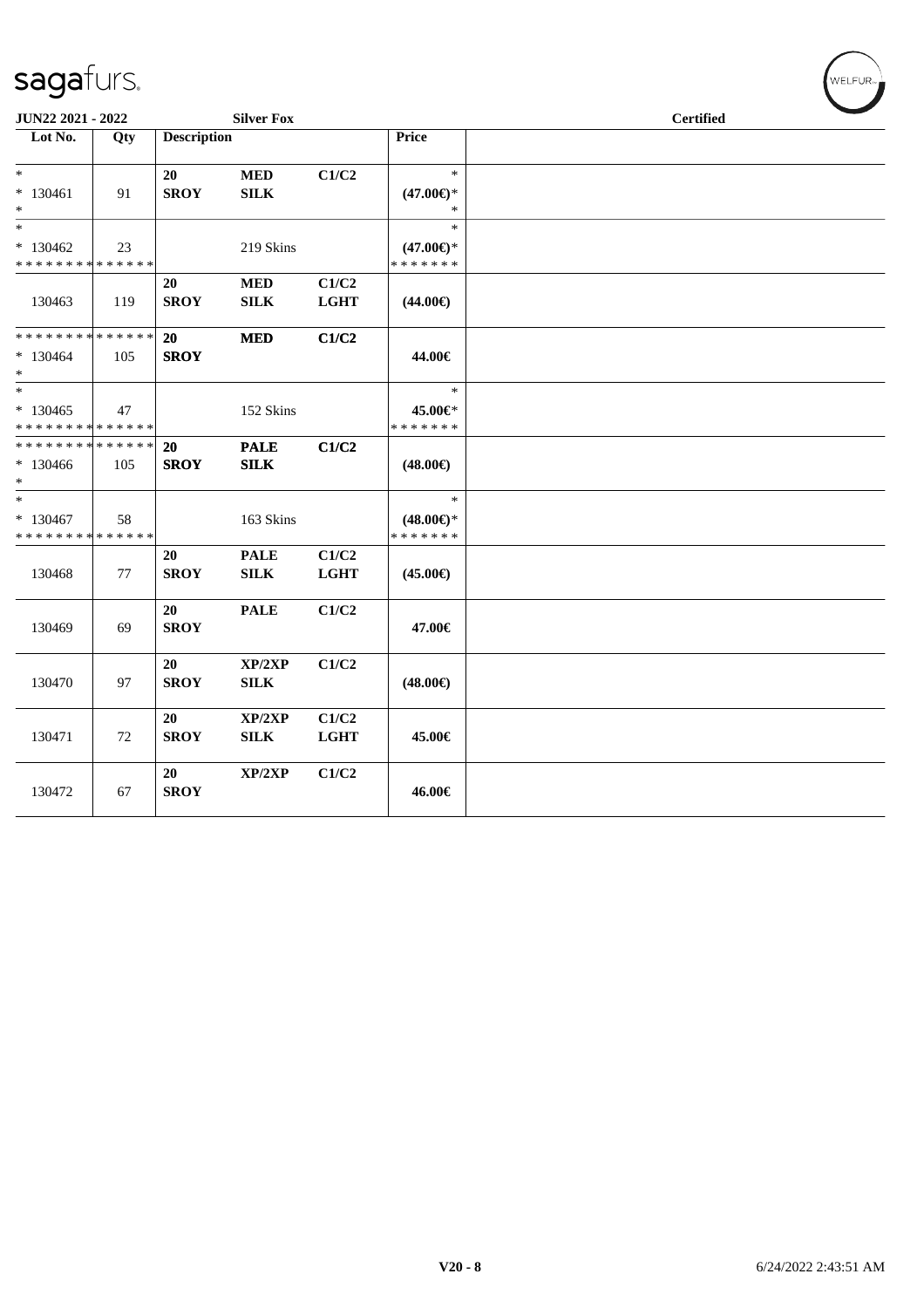JUN22 2021 - 2022 Silver Fox Certified

| Lot No. | Qty | Description | | | Price | |
|---|---|---|---|---|---|---|
| * <br> * 130461 <br> * | 91 | 20 <br> **SROY** | **MED** <br> **SILK** | **C1/C2** | * <br> **(47.00€)*** <br> * | |
| * <br> * 130462 <br> * * * * * * * * * * * * * * | 23 | | 219 Skins | | * <br> **(47.00€)*** <br> * * * * * * * | |
| 130463 | 119 | 20 <br> **SROY** | **MED** <br> **SILK** | **C1/C2** <br> **LGHT** | **(44.00€)** | |
| * * * * * * * * * * * * * * <br> * 130464 <br> * | 105 | 20 <br> **SROY** | **MED** | **C1/C2** | **44.00€** | |
| * <br> * 130465 <br> * * * * * * * * * * * * * * | 47 | | 152 Skins | | * <br> **45.00€*** <br> * * * * * * * | |
| * * * * * * * * * * * * * * <br> * 130466 <br> * | 105 | 20 <br> **SROY** | **PALE** <br> **SILK** | **C1/C2** | **(48.00€)** | |
| * <br> * 130467 <br> * * * * * * * * * * * * * * | 58 | | 163 Skins | | * <br> **(48.00€)*** <br> * * * * * * * | |
| 130468 | 77 | 20 <br> **SROY** | **PALE** <br> **SILK** | **C1/C2** <br> **LGHT** | **(45.00€)** | |
| 130469 | 69 | 20 <br> **SROY** | **PALE** | **C1/C2** | **47.00€** | |
| 130470 | 97 | 20 <br> **SROY** | **XP/2XP** <br> **SILK** | **C1/C2** | **(48.00€)** | |
| 130471 | 72 | 20 <br> **SROY** | **XP/2XP** <br> **SILK** | **C1/C2** <br> **LGHT** | **45.00€** | |
| 130472 | 67 | 20 <br> **SROY** | **XP/2XP** | **C1/C2** | **46.00€** | |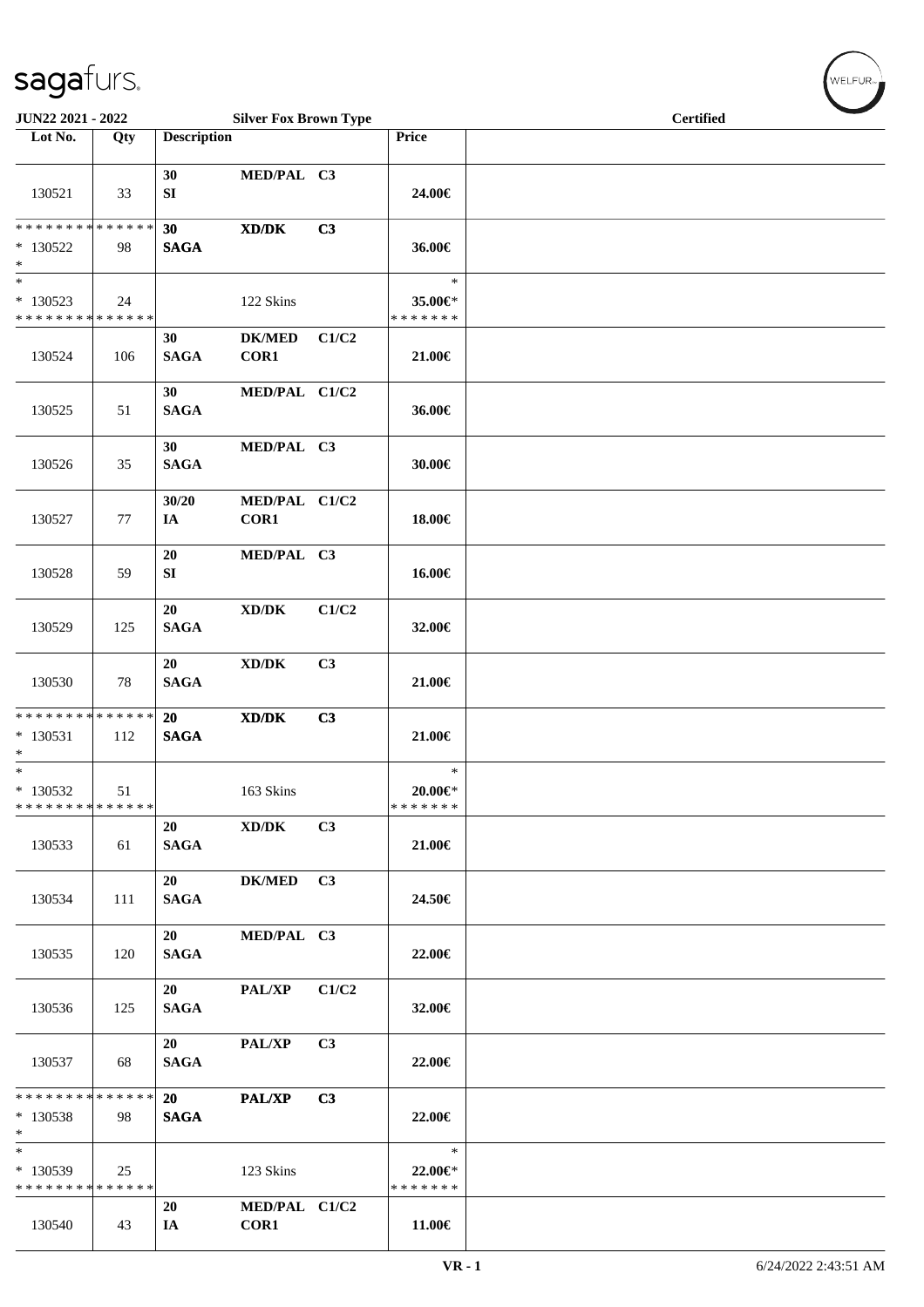**JUN22 2021 - 2022** — **Silver Fox Brown Type** — **Certified**

| Lot No. | Qty | Description | | | Price | |
|---|---|---|---|---|---|---|
| 130521 | 33 | 30 SI | MED/PAL | C3 | 24.00€ | |
| * * * * * * * * * * * * * * * 130522 * | 98 | 30 SAGA | XD/DK | C3 | 36.00€ | |
| * * 130523 * * * * * * * * * * * * * * | 24 | | 122 Skins | | * 35.00€* * * * * * * * | |
| 130524 | 106 | 30 SAGA | DK/MED COR1 | C1/C2 | 21.00€ | |
| 130525 | 51 | 30 SAGA | MED/PAL | C1/C2 | 36.00€ | |
| 130526 | 35 | 30 SAGA | MED/PAL | C3 | 30.00€ | |
| 130527 | 77 | 30/20 IA | MED/PAL COR1 | C1/C2 | 18.00€ | |
| 130528 | 59 | 20 SI | MED/PAL | C3 | 16.00€ | |
| 130529 | 125 | 20 SAGA | XD/DK | C1/C2 | 32.00€ | |
| 130530 | 78 | 20 SAGA | XD/DK | C3 | 21.00€ | |
| * * * * * * * * * * * * * * * 130531 * | 112 | 20 SAGA | XD/DK | C3 | 21.00€ | |
| * * 130532 * * * * * * * * * * * * * * | 51 | | 163 Skins | | * 20.00€* * * * * * * * | |
| 130533 | 61 | 20 SAGA | XD/DK | C3 | 21.00€ | |
| 130534 | 111 | 20 SAGA | DK/MED | C3 | 24.50€ | |
| 130535 | 120 | 20 SAGA | MED/PAL | C3 | 22.00€ | |
| 130536 | 125 | 20 SAGA | PAL/XP | C1/C2 | 32.00€ | |
| 130537 | 68 | 20 SAGA | PAL/XP | C3 | 22.00€ | |
| * * * * * * * * * * * * * * * 130538 * | 98 | 20 SAGA | PAL/XP | C3 | 22.00€ | |
| * * 130539 * * * * * * * * * * * * * * | 25 | | 123 Skins | | * 22.00€* * * * * * * * | |
| 130540 | 43 | 20 IA | MED/PAL COR1 | C1/C2 | 11.00€ | |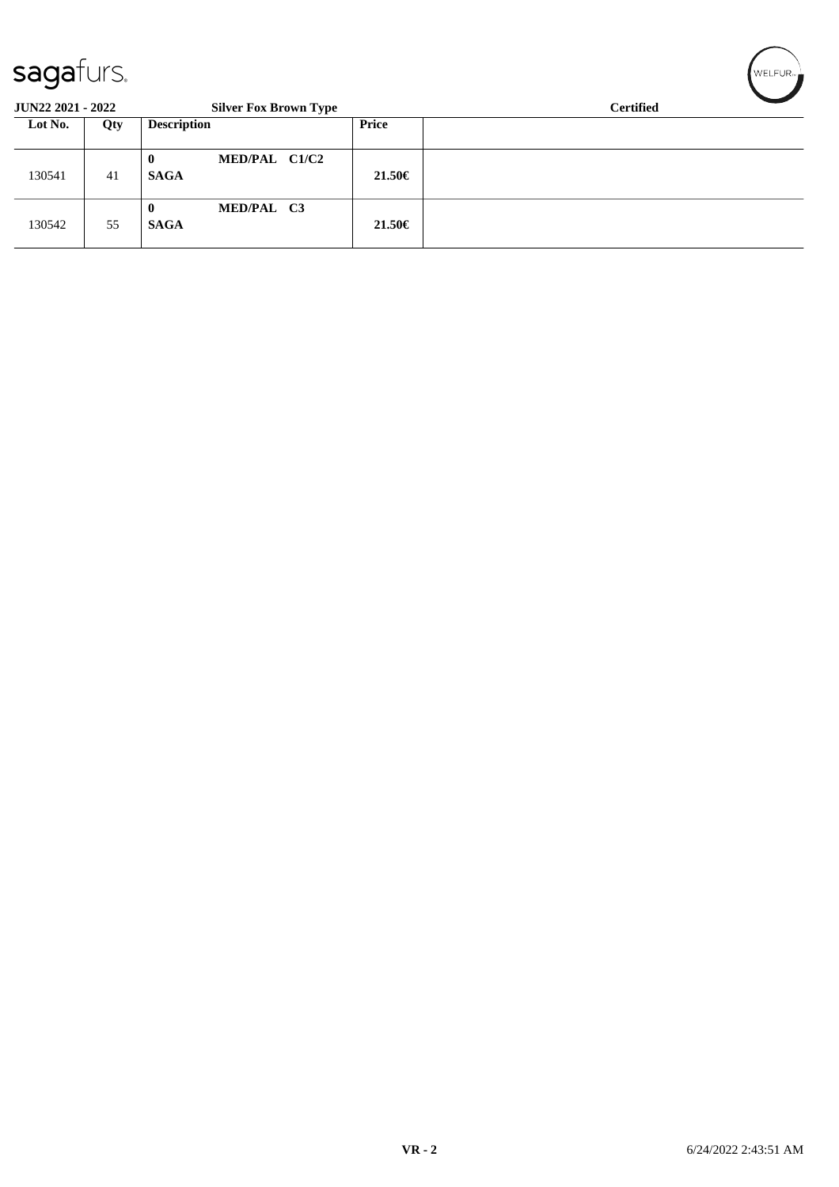**JUN22 2021 - 2022** **Silver Fox Brown Type** **Certified**

| Lot No. | Qty | Description | Price | |
|---|---|---|---|---|
| 130541 | 41 | **0** **MED/PAL C1/C2** **SAGA** | **21.50€** | |
| 130542 | 55 | **0** **MED/PAL C3** **SAGA** | **21.50€** | |

**VR - 2** 6/24/2022 2:43:51 AM